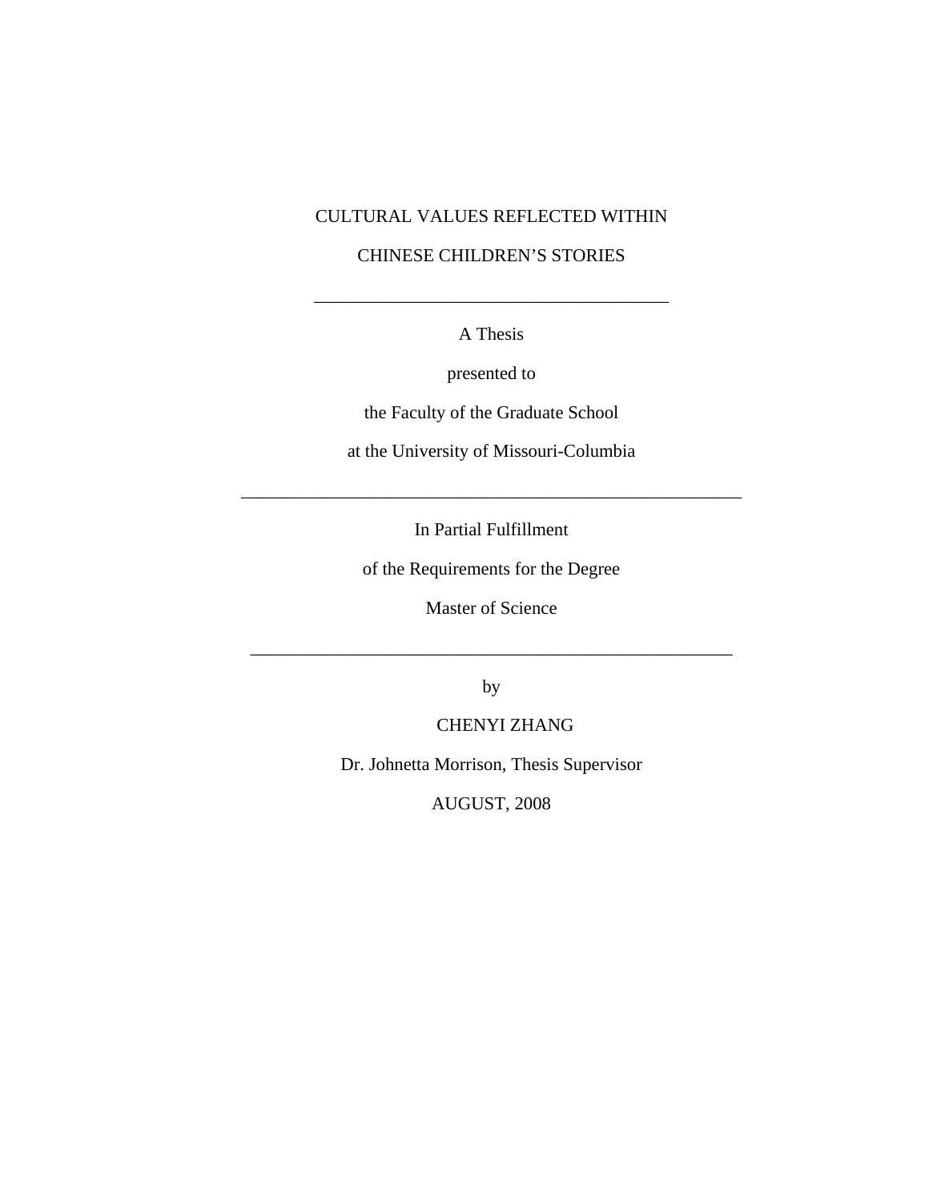# CULTURAL VALUES REFLECTED WITHIN CHINESE CHILDREN'S STORIES

---

A Thesis

presented to

the Faculty of the Graduate School

at the University of Missouri-Columbia

---

In Partial Fulfillment

of the Requirements for the Degree

Master of Science

---

by

CHENYI ZHANG

Dr. Johnetta Morrison, Thesis Supervisor

AUGUST, 2008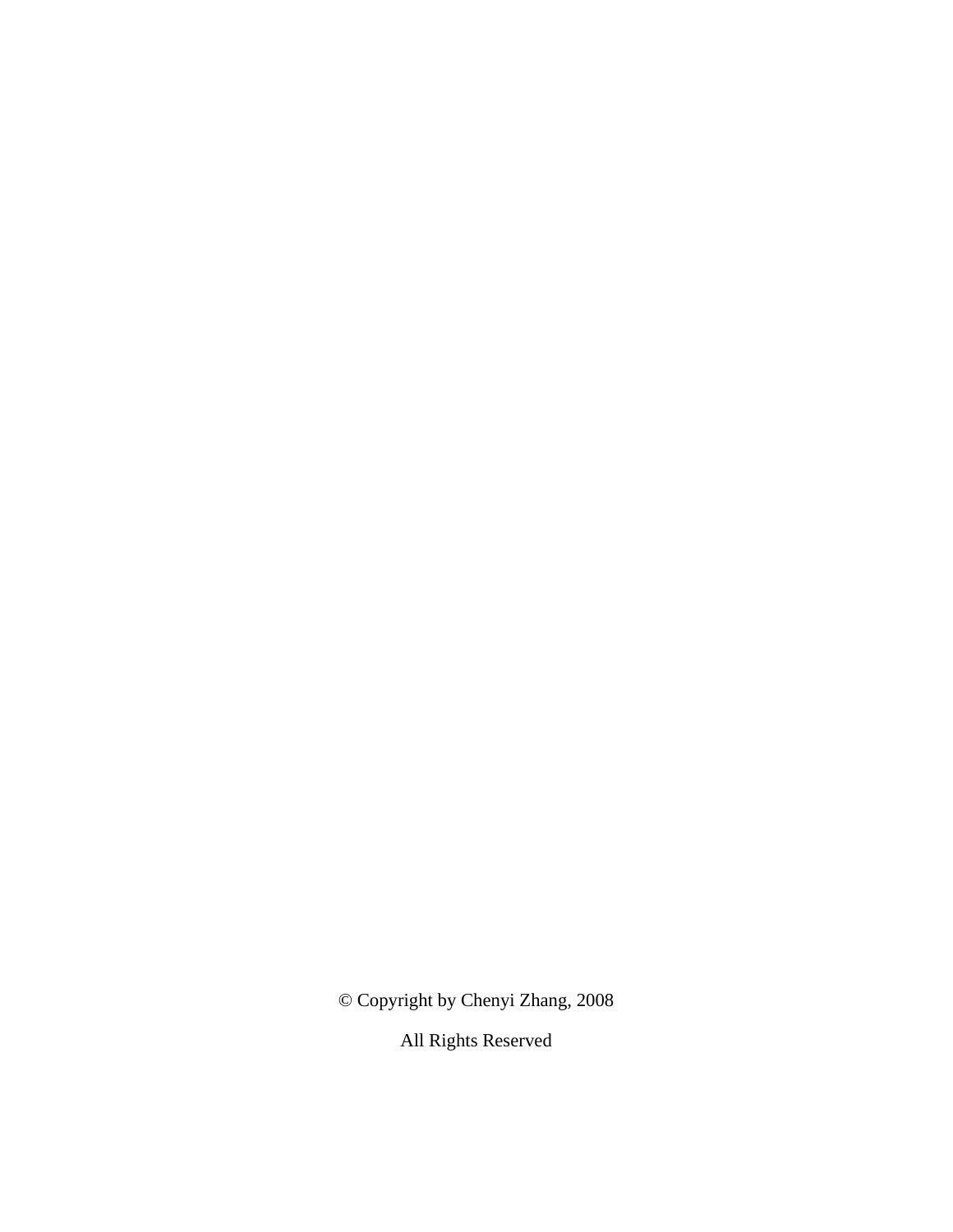© Copyright by Chenyi Zhang, 2008

All Rights Reserved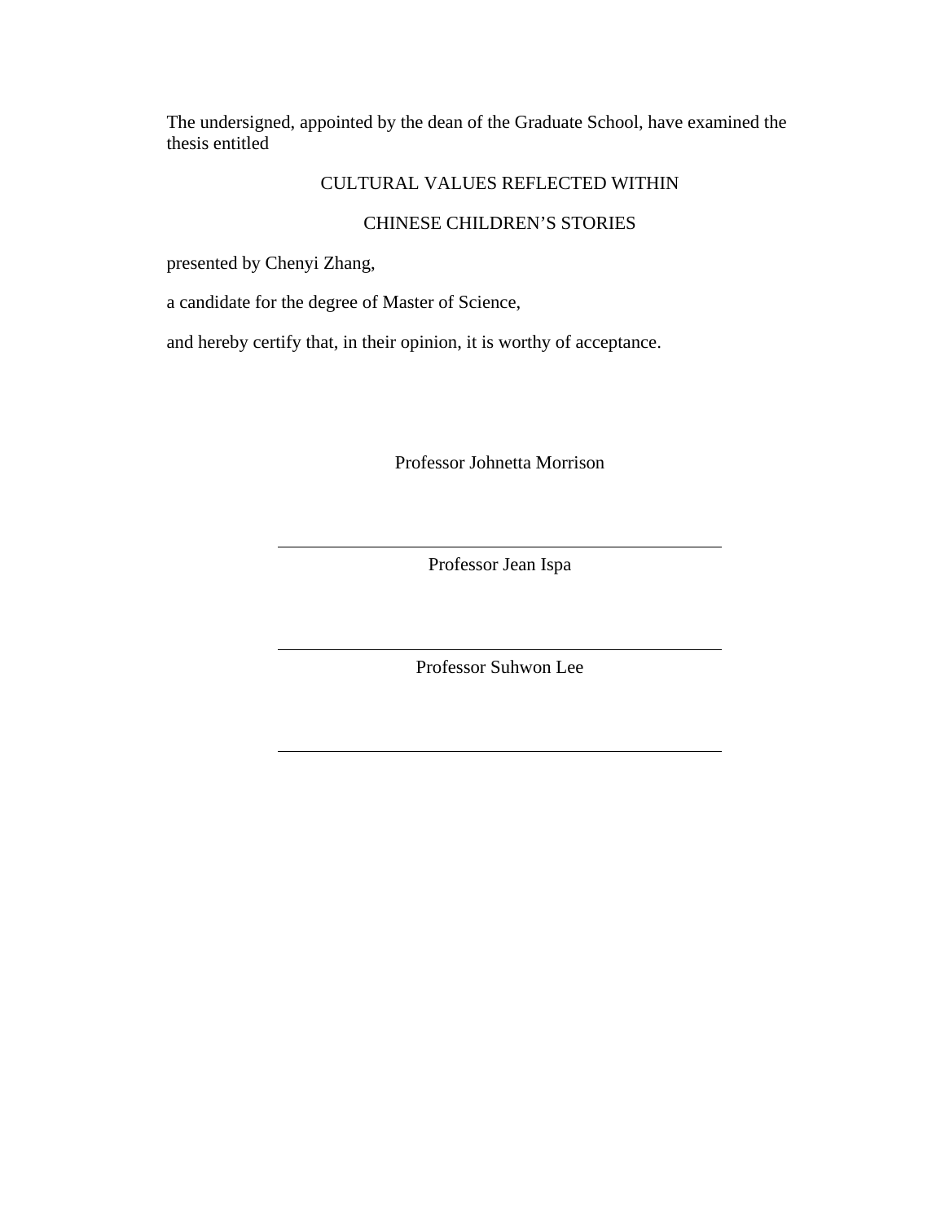The undersigned, appointed by the dean of the Graduate School, have examined the thesis entitled

CULTURAL VALUES REFLECTED WITHIN

CHINESE CHILDREN'S STORIES

presented by Chenyi Zhang,

a candidate for the degree of Master of Science,

and hereby certify that, in their opinion, it is worthy of acceptance.

Professor Johnetta Morrison

______________________________________

Professor Jean Ispa

______________________________________

Professor Suhwon Lee

______________________________________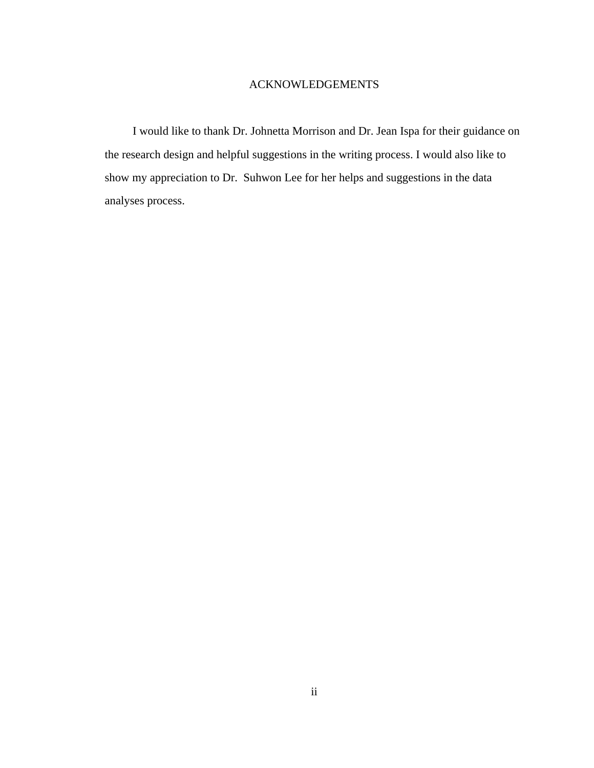# ACKNOWLEDGEMENTS

I would like to thank Dr. Johnetta Morrison and Dr. Jean Ispa for their guidance on the research design and helpful suggestions in the writing process. I would also like to show my appreciation to Dr. Suhwon Lee for her helps and suggestions in the data analyses process.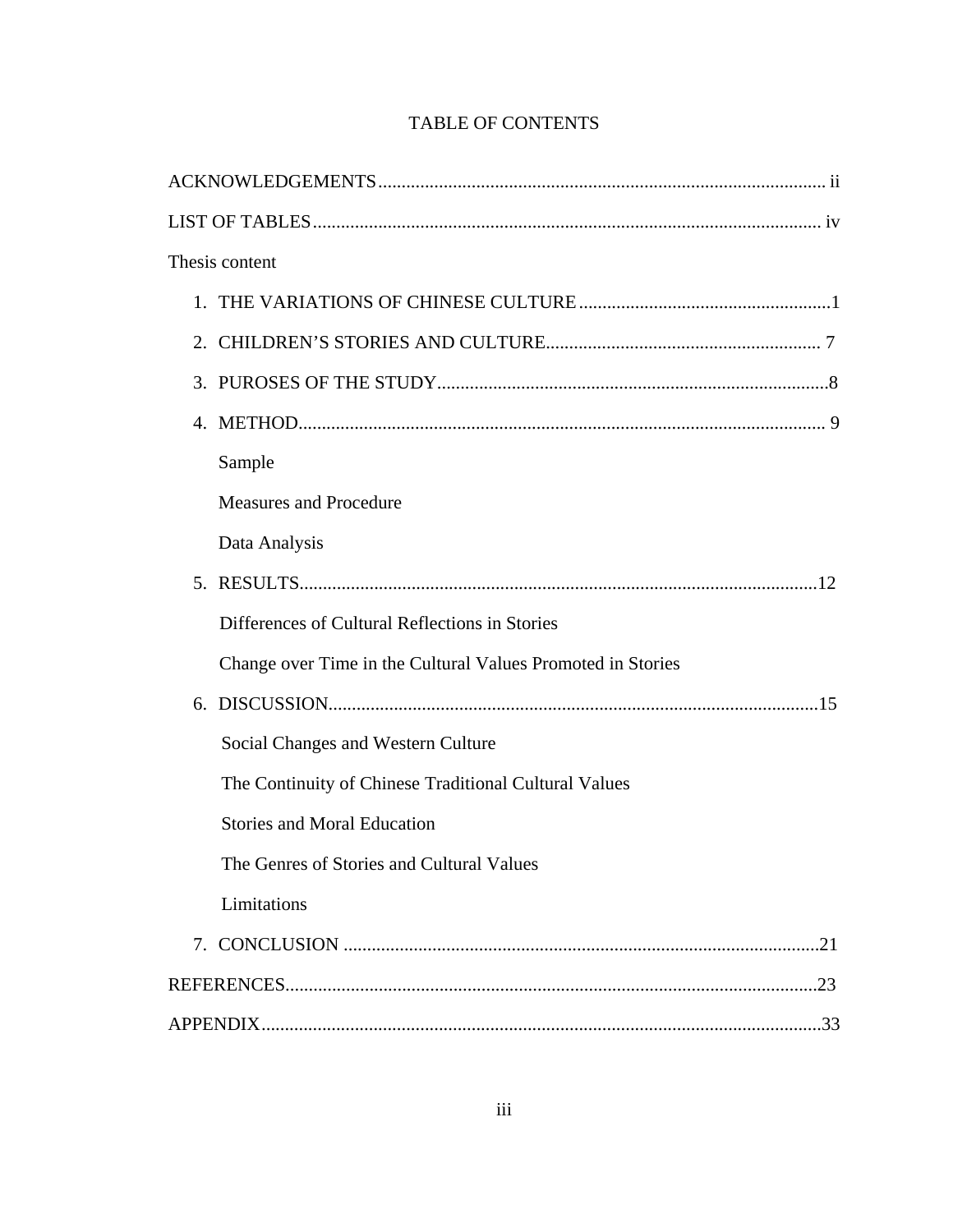# TABLE OF CONTENTS

ACKNOWLEDGEMENTS ............................................................................................... ii

LIST OF TABLES ............................................................................................................ iv

Thesis content

1. THE VARIATIONS OF CHINESE CULTURE ......................................................1
2. CHILDREN'S STORIES AND CULTURE.......................................................... 7
3. PUROSES OF THE STUDY...................................................................................8
4. METHOD................................................................................................................ 9

   Sample

   Measures and Procedure

   Data Analysis

5. RESULTS..............................................................................................................12

   Differences of Cultural Reflections in Stories

   Change over Time in the Cultural Values Promoted in Stories

6. DISCUSSION........................................................................................................15

   Social Changes and Western Culture

   The Continuity of Chinese Traditional Cultural Values

   Stories and Moral Education

   The Genres of Stories and Cultural Values

   Limitations

7. CONCLUSION .....................................................................................................21

REFERENCES.................................................................................................................23

APPENDIX.......................................................................................................................33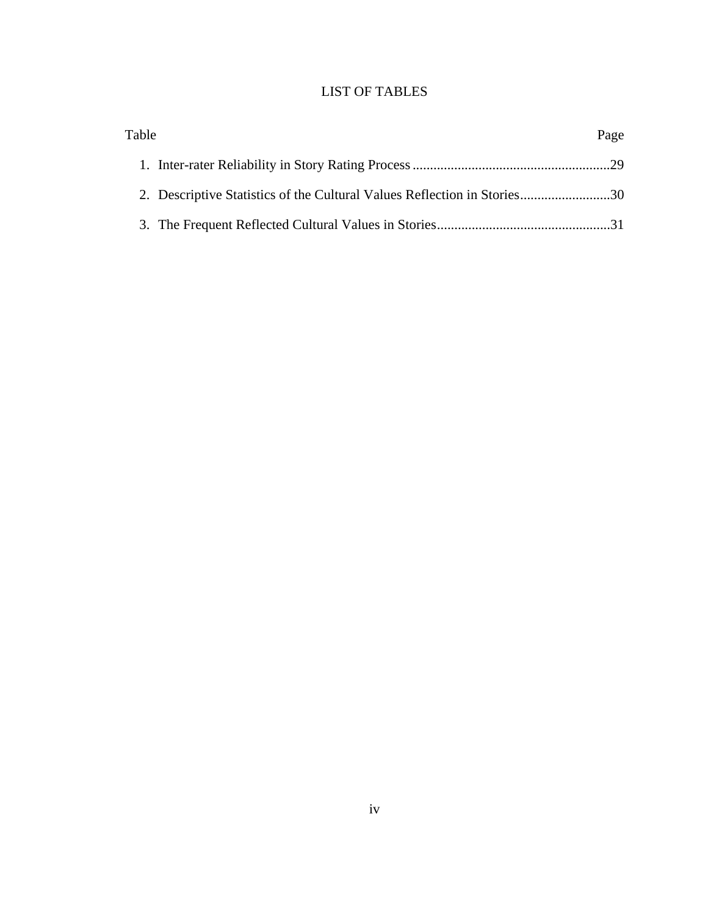# LIST OF TABLES

| Table | Page |
| --- | --- |
| 1. Inter-rater Reliability in Story Rating Process | 29 |
| 2. Descriptive Statistics of the Cultural Values Reflection in Stories | 30 |
| 3. The Frequent Reflected Cultural Values in Stories | 31 |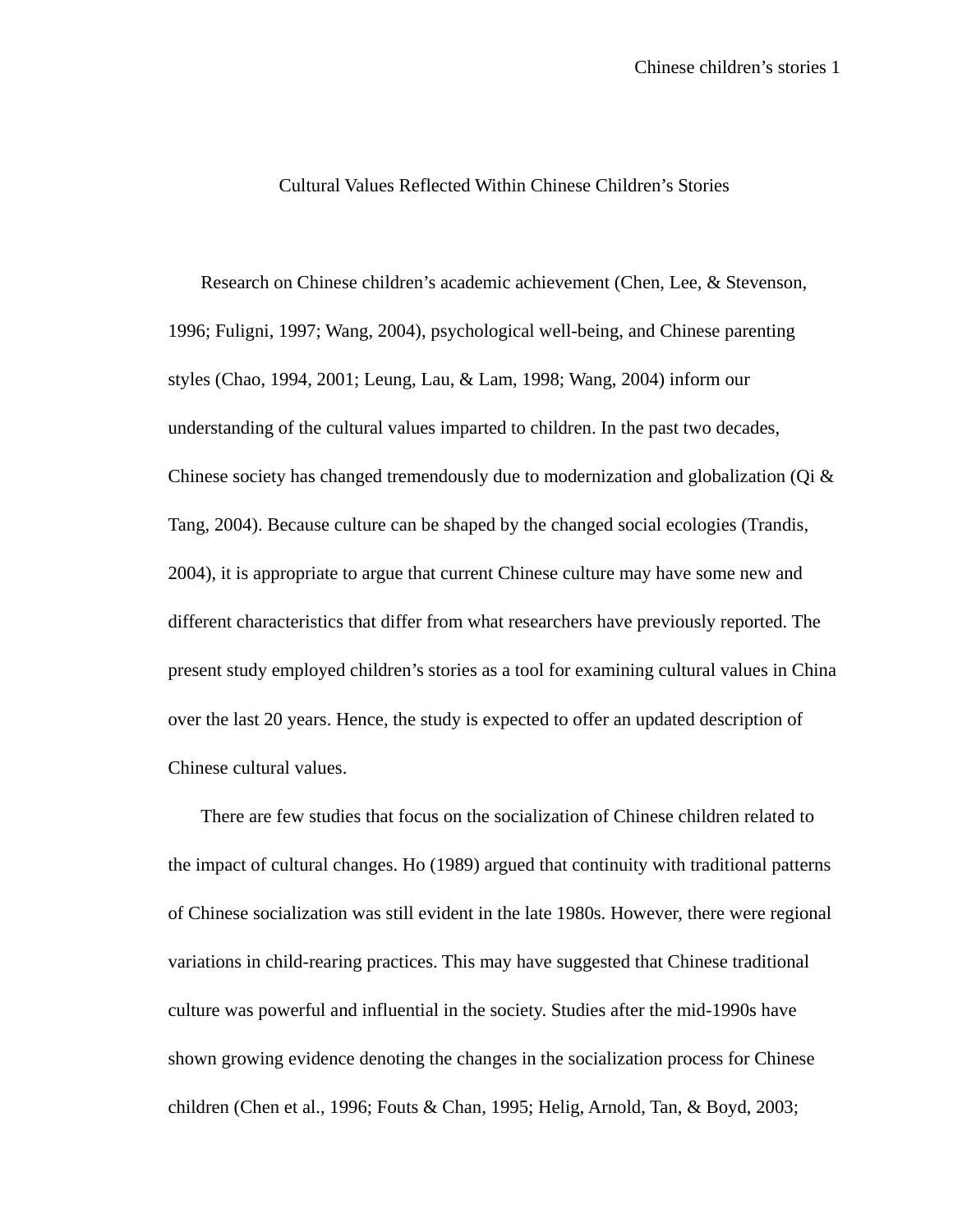# Cultural Values Reflected Within Chinese Children's Stories

Research on Chinese children's academic achievement (Chen, Lee, & Stevenson, 1996; Fuligni, 1997; Wang, 2004), psychological well-being, and Chinese parenting styles (Chao, 1994, 2001; Leung, Lau, & Lam, 1998; Wang, 2004) inform our understanding of the cultural values imparted to children. In the past two decades, Chinese society has changed tremendously due to modernization and globalization (Qi & Tang, 2004). Because culture can be shaped by the changed social ecologies (Trandis, 2004), it is appropriate to argue that current Chinese culture may have some new and different characteristics that differ from what researchers have previously reported. The present study employed children's stories as a tool for examining cultural values in China over the last 20 years. Hence, the study is expected to offer an updated description of Chinese cultural values.

There are few studies that focus on the socialization of Chinese children related to the impact of cultural changes. Ho (1989) argued that continuity with traditional patterns of Chinese socialization was still evident in the late 1980s. However, there were regional variations in child-rearing practices. This may have suggested that Chinese traditional culture was powerful and influential in the society. Studies after the mid-1990s have shown growing evidence denoting the changes in the socialization process for Chinese children (Chen et al., 1996; Fouts & Chan, 1995; Helig, Arnold, Tan, & Boyd, 2003;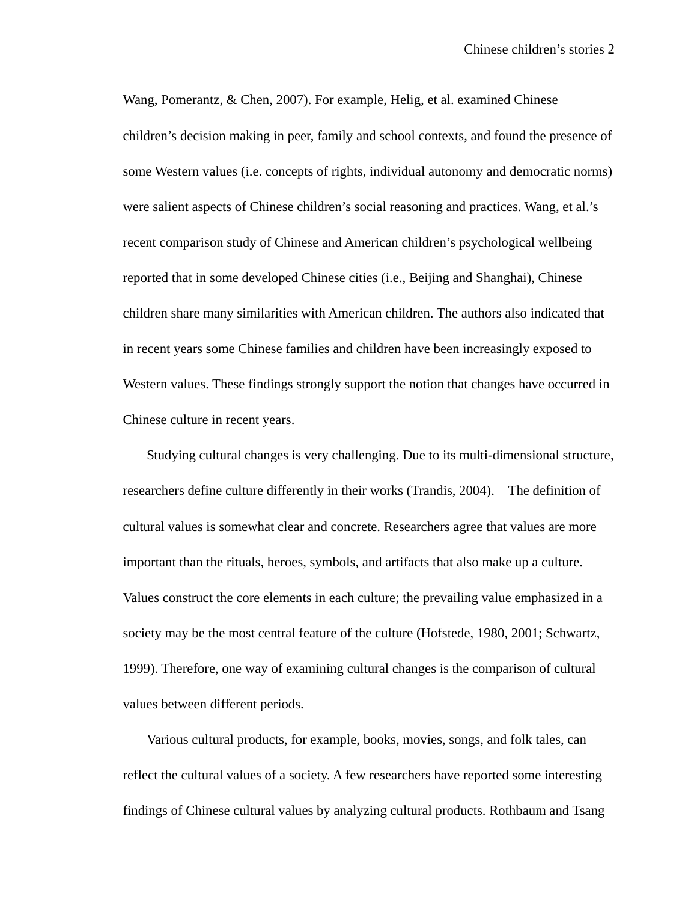Wang, Pomerantz, & Chen, 2007). For example, Helig, et al. examined Chinese children's decision making in peer, family and school contexts, and found the presence of some Western values (i.e. concepts of rights, individual autonomy and democratic norms) were salient aspects of Chinese children's social reasoning and practices. Wang, et al.'s recent comparison study of Chinese and American children's psychological wellbeing reported that in some developed Chinese cities (i.e., Beijing and Shanghai), Chinese children share many similarities with American children. The authors also indicated that in recent years some Chinese families and children have been increasingly exposed to Western values. These findings strongly support the notion that changes have occurred in Chinese culture in recent years.

Studying cultural changes is very challenging. Due to its multi-dimensional structure, researchers define culture differently in their works (Trandis, 2004). The definition of cultural values is somewhat clear and concrete. Researchers agree that values are more important than the rituals, heroes, symbols, and artifacts that also make up a culture. Values construct the core elements in each culture; the prevailing value emphasized in a society may be the most central feature of the culture (Hofstede, 1980, 2001; Schwartz, 1999). Therefore, one way of examining cultural changes is the comparison of cultural values between different periods.

Various cultural products, for example, books, movies, songs, and folk tales, can reflect the cultural values of a society. A few researchers have reported some interesting findings of Chinese cultural values by analyzing cultural products. Rothbaum and Tsang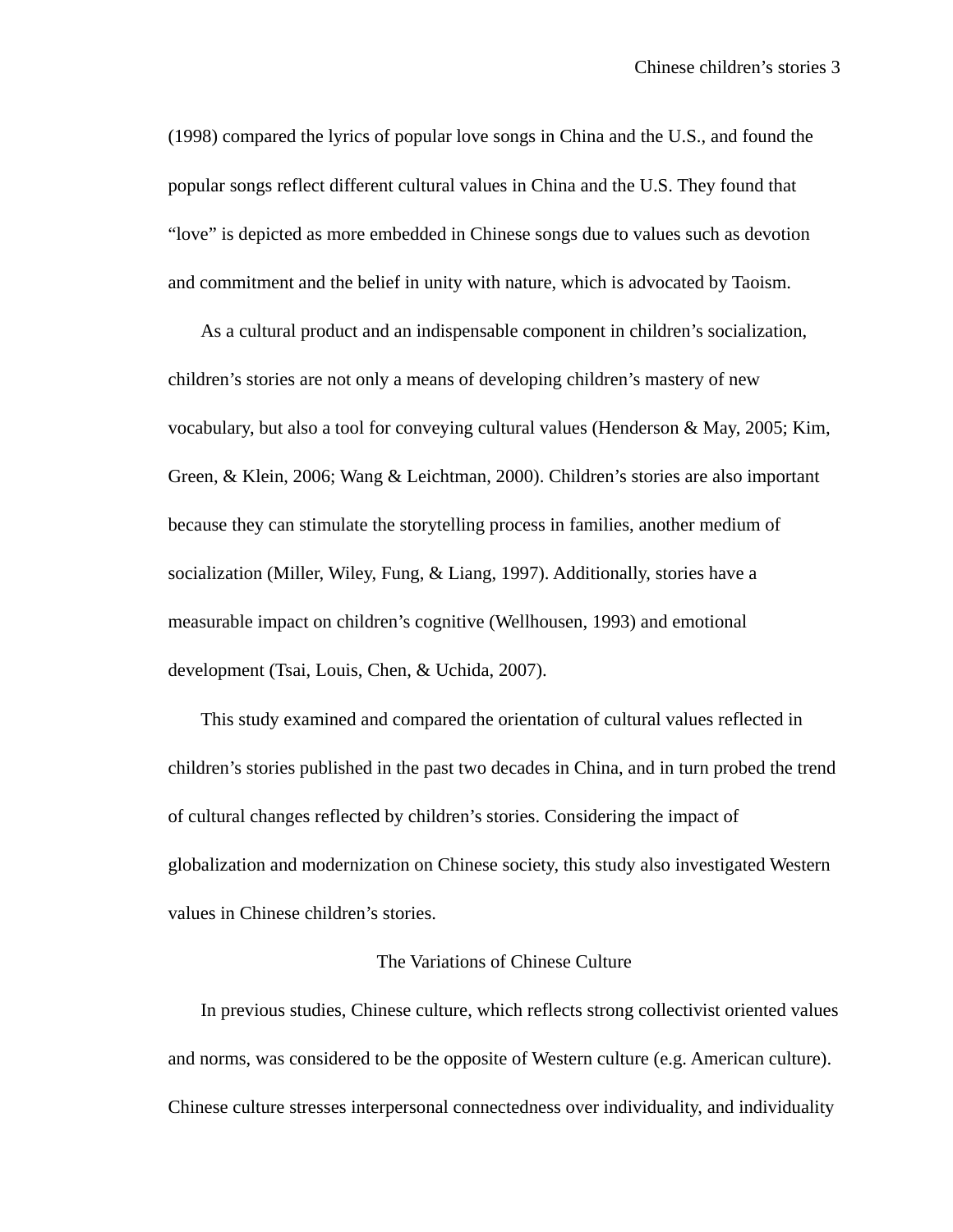(1998) compared the lyrics of popular love songs in China and the U.S., and found the popular songs reflect different cultural values in China and the U.S. They found that "love" is depicted as more embedded in Chinese songs due to values such as devotion and commitment and the belief in unity with nature, which is advocated by Taoism.

As a cultural product and an indispensable component in children's socialization, children's stories are not only a means of developing children's mastery of new vocabulary, but also a tool for conveying cultural values (Henderson & May, 2005; Kim, Green, & Klein, 2006; Wang & Leichtman, 2000). Children's stories are also important because they can stimulate the storytelling process in families, another medium of socialization (Miller, Wiley, Fung, & Liang, 1997). Additionally, stories have a measurable impact on children's cognitive (Wellhousen, 1993) and emotional development (Tsai, Louis, Chen, & Uchida, 2007).

This study examined and compared the orientation of cultural values reflected in children's stories published in the past two decades in China, and in turn probed the trend of cultural changes reflected by children's stories. Considering the impact of globalization and modernization on Chinese society, this study also investigated Western values in Chinese children's stories.

## The Variations of Chinese Culture

In previous studies, Chinese culture, which reflects strong collectivist oriented values and norms, was considered to be the opposite of Western culture (e.g. American culture). Chinese culture stresses interpersonal connectedness over individuality, and individuality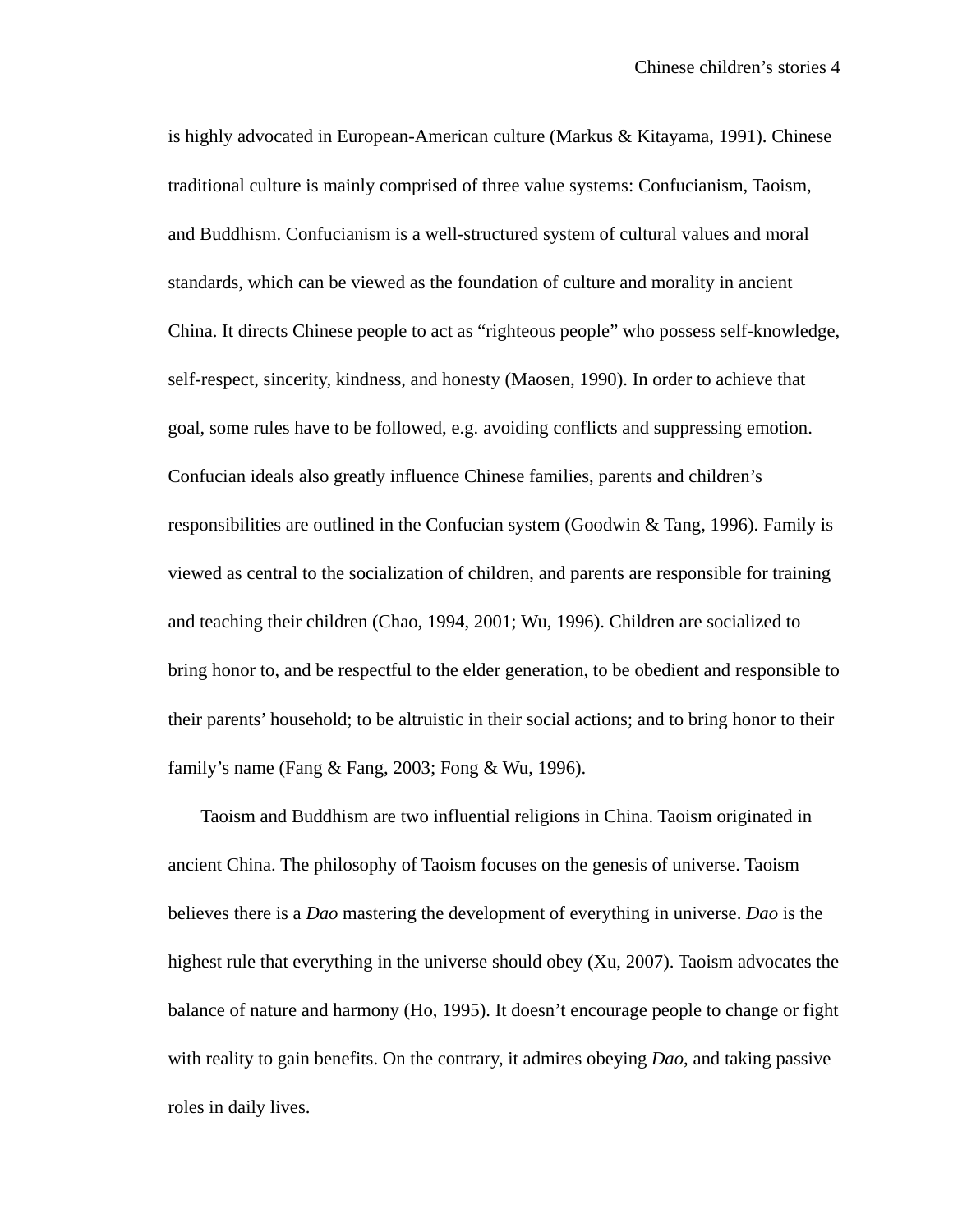is highly advocated in European-American culture (Markus & Kitayama, 1991). Chinese traditional culture is mainly comprised of three value systems: Confucianism, Taoism, and Buddhism. Confucianism is a well-structured system of cultural values and moral standards, which can be viewed as the foundation of culture and morality in ancient China. It directs Chinese people to act as "righteous people" who possess self-knowledge, self-respect, sincerity, kindness, and honesty (Maosen, 1990). In order to achieve that goal, some rules have to be followed, e.g. avoiding conflicts and suppressing emotion. Confucian ideals also greatly influence Chinese families, parents and children's responsibilities are outlined in the Confucian system (Goodwin & Tang, 1996). Family is viewed as central to the socialization of children, and parents are responsible for training and teaching their children (Chao, 1994, 2001; Wu, 1996). Children are socialized to bring honor to, and be respectful to the elder generation, to be obedient and responsible to their parents' household; to be altruistic in their social actions; and to bring honor to their family's name (Fang & Fang, 2003; Fong & Wu, 1996).

Taoism and Buddhism are two influential religions in China. Taoism originated in ancient China. The philosophy of Taoism focuses on the genesis of universe. Taoism believes there is a *Dao* mastering the development of everything in universe. *Dao* is the highest rule that everything in the universe should obey (Xu, 2007). Taoism advocates the balance of nature and harmony (Ho, 1995). It doesn't encourage people to change or fight with reality to gain benefits. On the contrary, it admires obeying *Dao*, and taking passive roles in daily lives.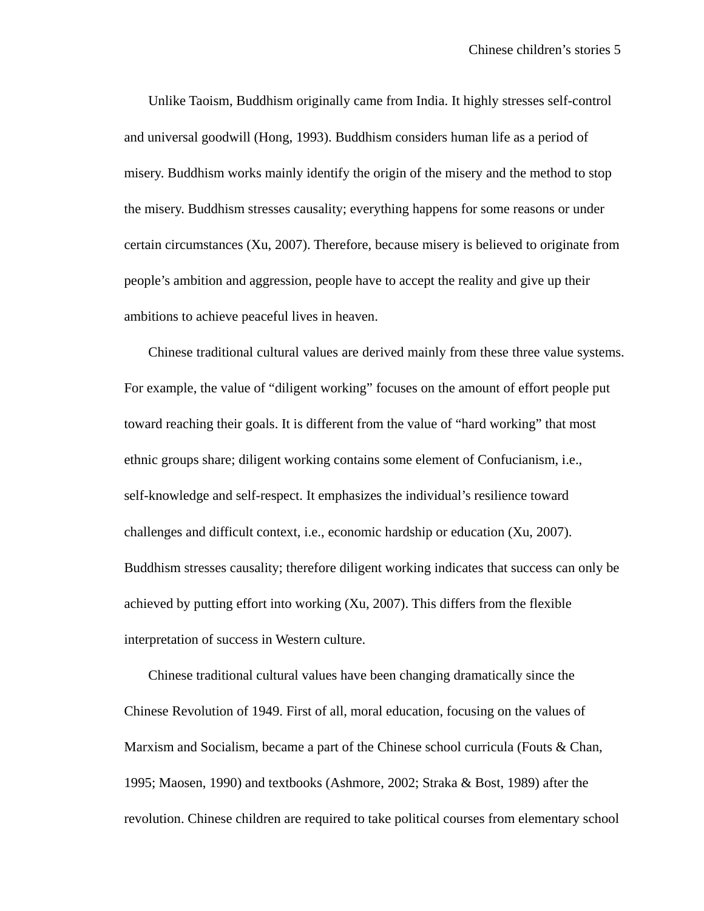Unlike Taoism, Buddhism originally came from India. It highly stresses self-control and universal goodwill (Hong, 1993). Buddhism considers human life as a period of misery. Buddhism works mainly identify the origin of the misery and the method to stop the misery. Buddhism stresses causality; everything happens for some reasons or under certain circumstances (Xu, 2007). Therefore, because misery is believed to originate from people's ambition and aggression, people have to accept the reality and give up their ambitions to achieve peaceful lives in heaven.

Chinese traditional cultural values are derived mainly from these three value systems. For example, the value of "diligent working" focuses on the amount of effort people put toward reaching their goals. It is different from the value of "hard working" that most ethnic groups share; diligent working contains some element of Confucianism, i.e., self-knowledge and self-respect. It emphasizes the individual's resilience toward challenges and difficult context, i.e., economic hardship or education (Xu, 2007). Buddhism stresses causality; therefore diligent working indicates that success can only be achieved by putting effort into working (Xu, 2007). This differs from the flexible interpretation of success in Western culture.

Chinese traditional cultural values have been changing dramatically since the Chinese Revolution of 1949. First of all, moral education, focusing on the values of Marxism and Socialism, became a part of the Chinese school curricula (Fouts & Chan, 1995; Maosen, 1990) and textbooks (Ashmore, 2002; Straka & Bost, 1989) after the revolution. Chinese children are required to take political courses from elementary school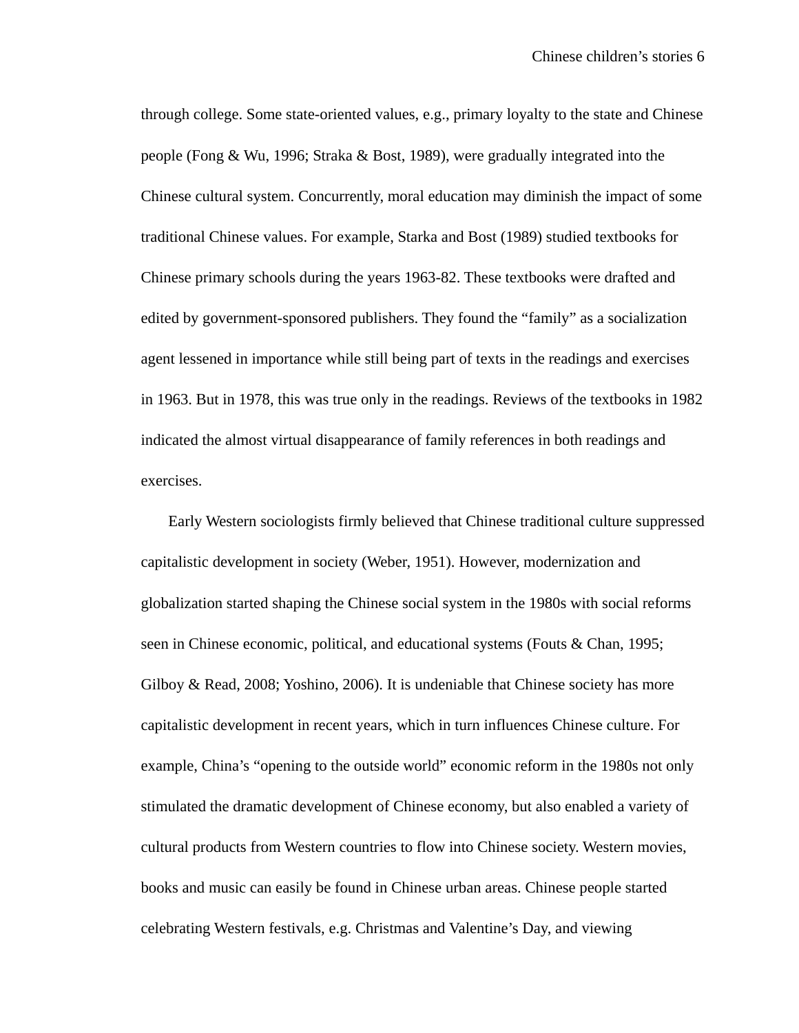through college. Some state-oriented values, e.g., primary loyalty to the state and Chinese people (Fong & Wu, 1996; Straka & Bost, 1989), were gradually integrated into the Chinese cultural system. Concurrently, moral education may diminish the impact of some traditional Chinese values. For example, Starka and Bost (1989) studied textbooks for Chinese primary schools during the years 1963-82. These textbooks were drafted and edited by government-sponsored publishers. They found the "family" as a socialization agent lessened in importance while still being part of texts in the readings and exercises in 1963. But in 1978, this was true only in the readings. Reviews of the textbooks in 1982 indicated the almost virtual disappearance of family references in both readings and exercises.

Early Western sociologists firmly believed that Chinese traditional culture suppressed capitalistic development in society (Weber, 1951). However, modernization and globalization started shaping the Chinese social system in the 1980s with social reforms seen in Chinese economic, political, and educational systems (Fouts & Chan, 1995; Gilboy & Read, 2008; Yoshino, 2006). It is undeniable that Chinese society has more capitalistic development in recent years, which in turn influences Chinese culture. For example, China's "opening to the outside world" economic reform in the 1980s not only stimulated the dramatic development of Chinese economy, but also enabled a variety of cultural products from Western countries to flow into Chinese society. Western movies, books and music can easily be found in Chinese urban areas. Chinese people started celebrating Western festivals, e.g. Christmas and Valentine's Day, and viewing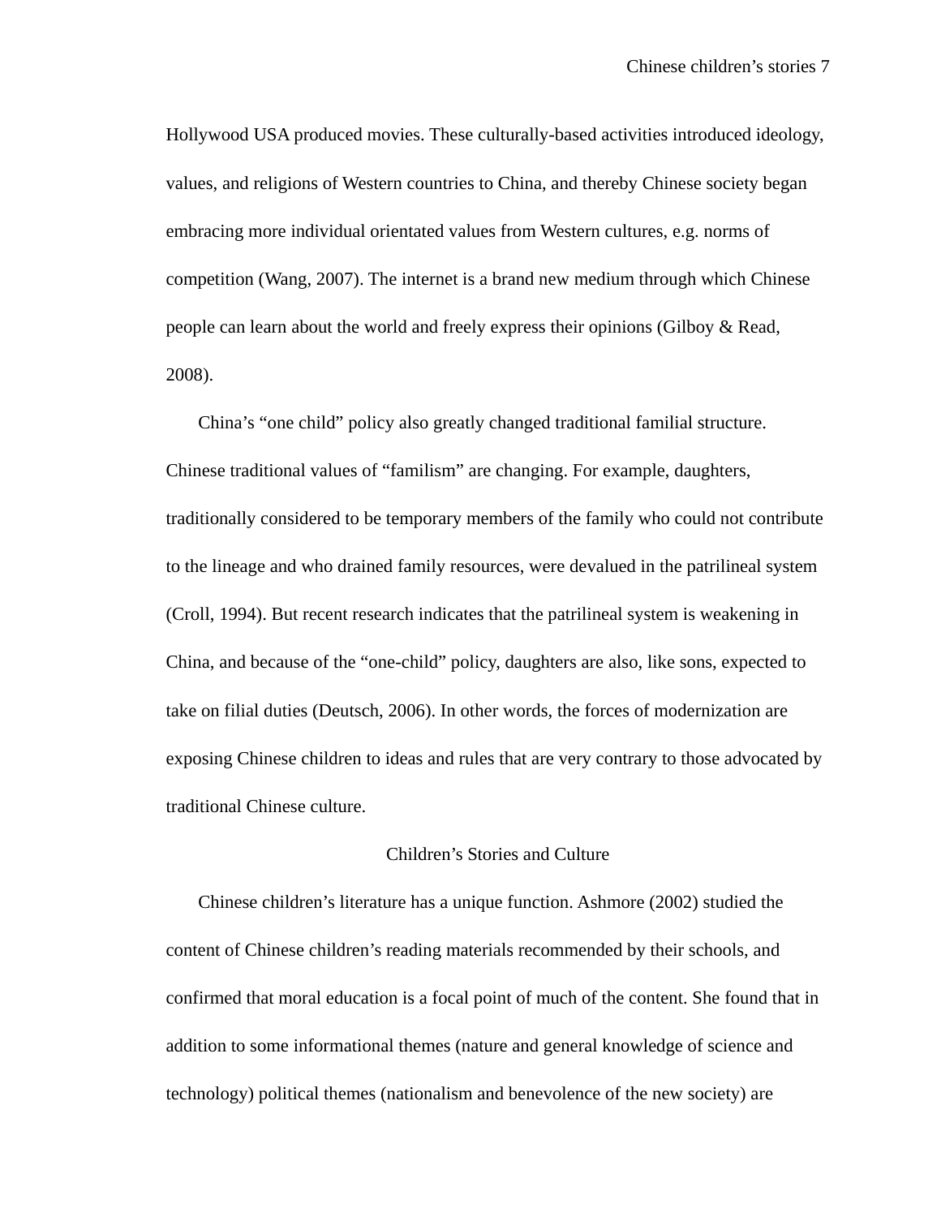Hollywood USA produced movies. These culturally-based activities introduced ideology, values, and religions of Western countries to China, and thereby Chinese society began embracing more individual orientated values from Western cultures, e.g. norms of competition (Wang, 2007). The internet is a brand new medium through which Chinese people can learn about the world and freely express their opinions (Gilboy & Read, 2008).

China's "one child" policy also greatly changed traditional familial structure. Chinese traditional values of "familism" are changing. For example, daughters, traditionally considered to be temporary members of the family who could not contribute to the lineage and who drained family resources, were devalued in the patrilineal system (Croll, 1994). But recent research indicates that the patrilineal system is weakening in China, and because of the "one-child" policy, daughters are also, like sons, expected to take on filial duties (Deutsch, 2006). In other words, the forces of modernization are exposing Chinese children to ideas and rules that are very contrary to those advocated by traditional Chinese culture.

## Children's Stories and Culture

Chinese children's literature has a unique function. Ashmore (2002) studied the content of Chinese children's reading materials recommended by their schools, and confirmed that moral education is a focal point of much of the content. She found that in addition to some informational themes (nature and general knowledge of science and technology) political themes (nationalism and benevolence of the new society) are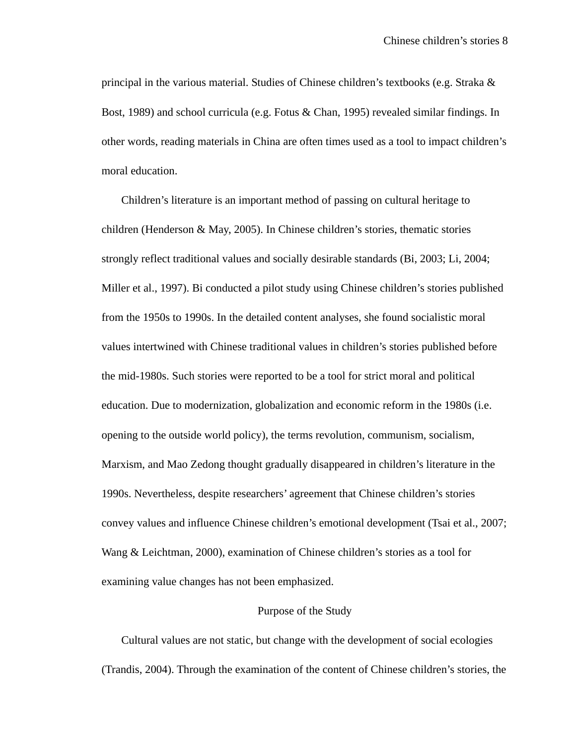principal in the various material. Studies of Chinese children's textbooks (e.g. Straka & Bost, 1989) and school curricula (e.g. Fotus & Chan, 1995) revealed similar findings. In other words, reading materials in China are often times used as a tool to impact children's moral education.

Children's literature is an important method of passing on cultural heritage to children (Henderson & May, 2005). In Chinese children's stories, thematic stories strongly reflect traditional values and socially desirable standards (Bi, 2003; Li, 2004; Miller et al., 1997). Bi conducted a pilot study using Chinese children's stories published from the 1950s to 1990s. In the detailed content analyses, she found socialistic moral values intertwined with Chinese traditional values in children's stories published before the mid-1980s. Such stories were reported to be a tool for strict moral and political education. Due to modernization, globalization and economic reform in the 1980s (i.e. opening to the outside world policy), the terms revolution, communism, socialism, Marxism, and Mao Zedong thought gradually disappeared in children's literature in the 1990s. Nevertheless, despite researchers' agreement that Chinese children's stories convey values and influence Chinese children's emotional development (Tsai et al., 2007; Wang & Leichtman, 2000), examination of Chinese children's stories as a tool for examining value changes has not been emphasized.

## Purpose of the Study

Cultural values are not static, but change with the development of social ecologies (Trandis, 2004). Through the examination of the content of Chinese children's stories, the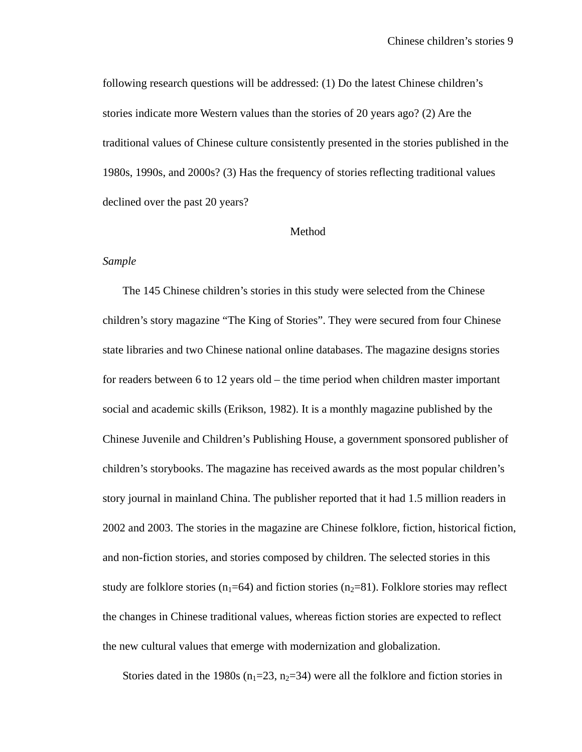following research questions will be addressed: (1) Do the latest Chinese children's stories indicate more Western values than the stories of 20 years ago? (2) Are the traditional values of Chinese culture consistently presented in the stories published in the 1980s, 1990s, and 2000s? (3) Has the frequency of stories reflecting traditional values declined over the past 20 years?

## Method

### *Sample*

The 145 Chinese children's stories in this study were selected from the Chinese children's story magazine "The King of Stories". They were secured from four Chinese state libraries and two Chinese national online databases. The magazine designs stories for readers between 6 to 12 years old – the time period when children master important social and academic skills (Erikson, 1982). It is a monthly magazine published by the Chinese Juvenile and Children's Publishing House, a government sponsored publisher of children's storybooks. The magazine has received awards as the most popular children's story journal in mainland China. The publisher reported that it had 1.5 million readers in 2002 and 2003. The stories in the magazine are Chinese folklore, fiction, historical fiction, and non-fiction stories, and stories composed by children. The selected stories in this study are folklore stories ($n_1$=64) and fiction stories ($n_2$=81). Folklore stories may reflect the changes in Chinese traditional values, whereas fiction stories are expected to reflect the new cultural values that emerge with modernization and globalization.

Stories dated in the 1980s ($n_1$=23, $n_2$=34) were all the folklore and fiction stories in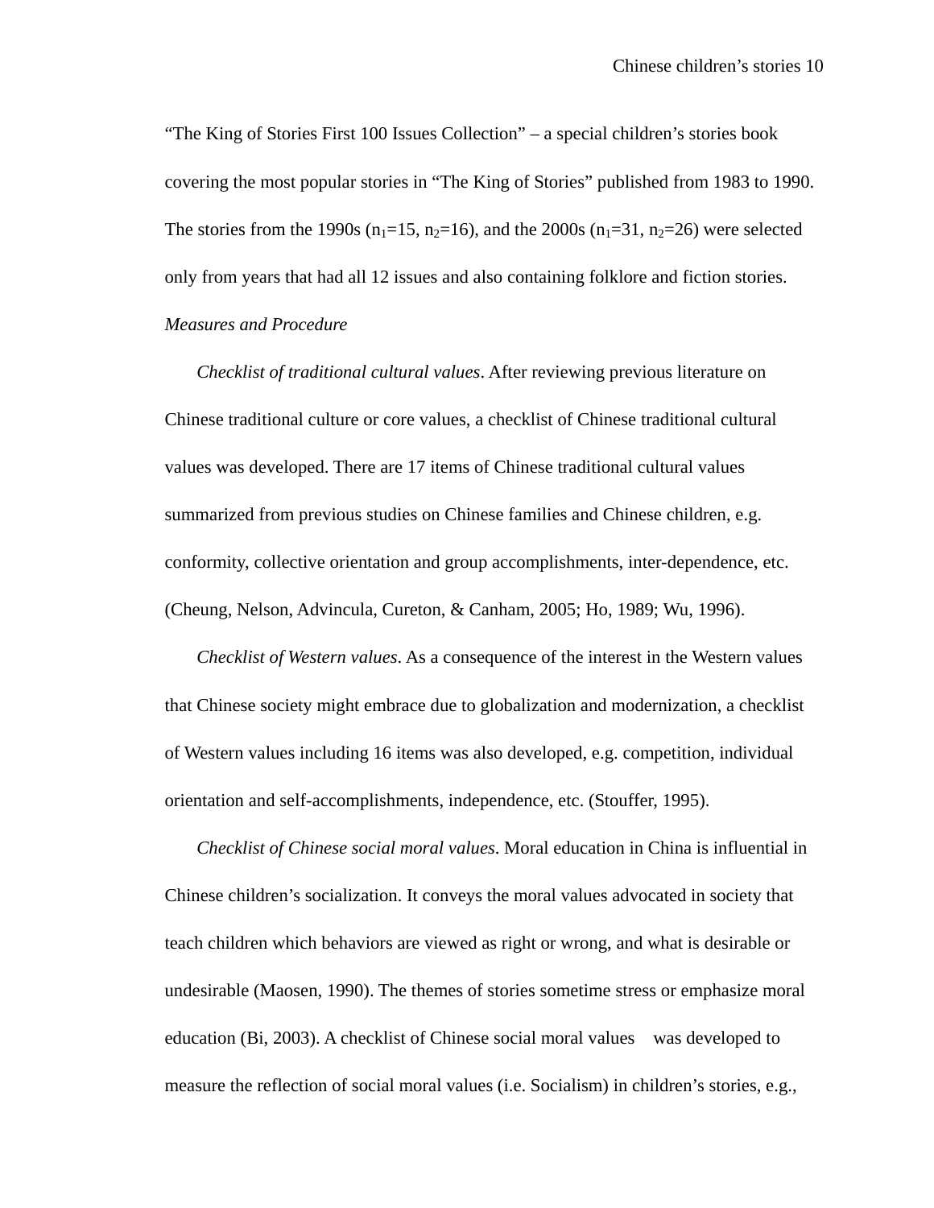"The King of Stories First 100 Issues Collection" – a special children's stories book covering the most popular stories in "The King of Stories" published from 1983 to 1990. The stories from the 1990s ($n_1$=15, $n_2$=16), and the 2000s ($n_1$=31, $n_2$=26) were selected only from years that had all 12 issues and also containing folklore and fiction stories.

*Measures and Procedure*

*Checklist of traditional cultural values*. After reviewing previous literature on Chinese traditional culture or core values, a checklist of Chinese traditional cultural values was developed. There are 17 items of Chinese traditional cultural values summarized from previous studies on Chinese families and Chinese children, e.g. conformity, collective orientation and group accomplishments, inter-dependence, etc. (Cheung, Nelson, Advincula, Cureton, & Canham, 2005; Ho, 1989; Wu, 1996).

*Checklist of Western values*. As a consequence of the interest in the Western values that Chinese society might embrace due to globalization and modernization, a checklist of Western values including 16 items was also developed, e.g. competition, individual orientation and self-accomplishments, independence, etc. (Stouffer, 1995).

*Checklist of Chinese social moral values*. Moral education in China is influential in Chinese children's socialization. It conveys the moral values advocated in society that teach children which behaviors are viewed as right or wrong, and what is desirable or undesirable (Maosen, 1990). The themes of stories sometime stress or emphasize moral education (Bi, 2003). A checklist of Chinese social moral values was developed to measure the reflection of social moral values (i.e. Socialism) in children's stories, e.g.,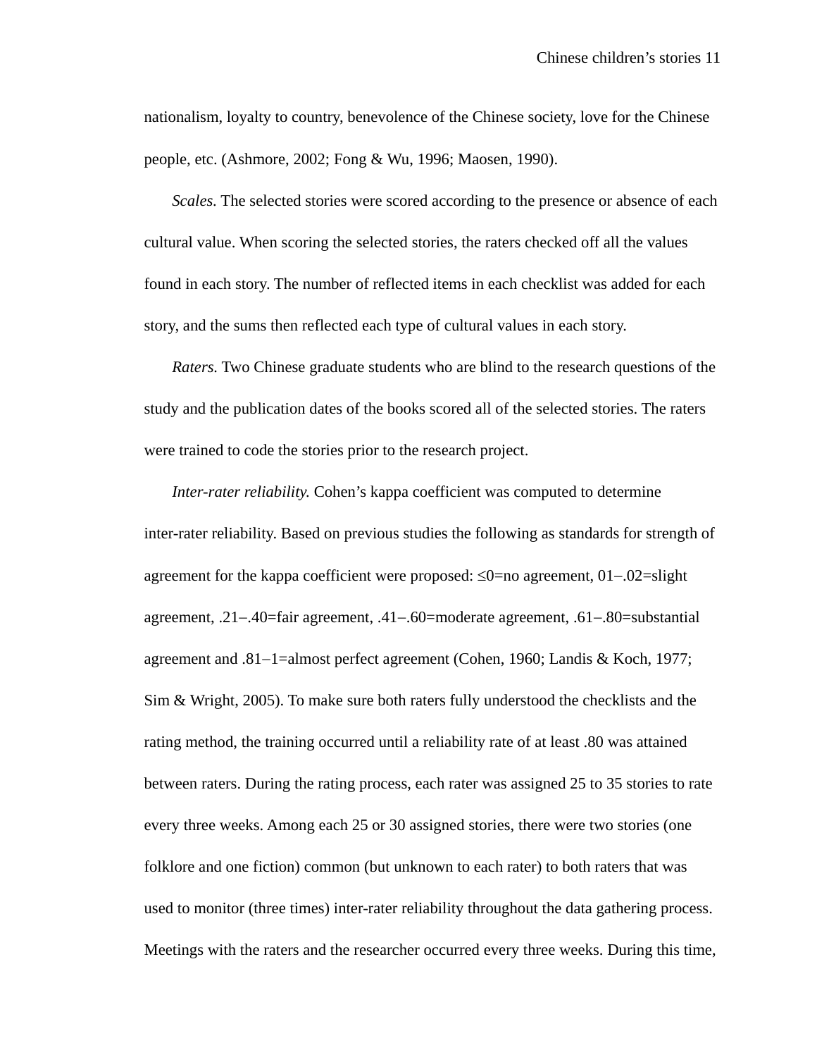nationalism, loyalty to country, benevolence of the Chinese society, love for the Chinese people, etc. (Ashmore, 2002; Fong & Wu, 1996; Maosen, 1990).

*Scales.* The selected stories were scored according to the presence or absence of each cultural value. When scoring the selected stories, the raters checked off all the values found in each story. The number of reflected items in each checklist was added for each story, and the sums then reflected each type of cultural values in each story.

*Raters.* Two Chinese graduate students who are blind to the research questions of the study and the publication dates of the books scored all of the selected stories. The raters were trained to code the stories prior to the research project.

*Inter-rater reliability.* Cohen's kappa coefficient was computed to determine inter-rater reliability. Based on previous studies the following as standards for strength of agreement for the kappa coefficient were proposed: ≤0=no agreement, 01‒.02=slight agreement, .21‒.40=fair agreement, .41‒.60=moderate agreement, .61‒.80=substantial agreement and .81‒1=almost perfect agreement (Cohen, 1960; Landis & Koch, 1977; Sim & Wright, 2005). To make sure both raters fully understood the checklists and the rating method, the training occurred until a reliability rate of at least .80 was attained between raters. During the rating process, each rater was assigned 25 to 35 stories to rate every three weeks. Among each 25 or 30 assigned stories, there were two stories (one folklore and one fiction) common (but unknown to each rater) to both raters that was used to monitor (three times) inter-rater reliability throughout the data gathering process. Meetings with the raters and the researcher occurred every three weeks. During this time,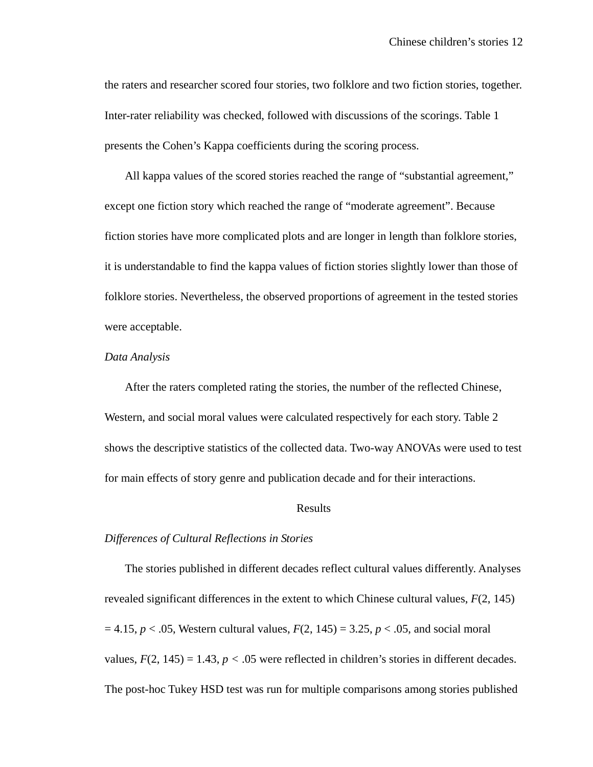the raters and researcher scored four stories, two folklore and two fiction stories, together. Inter-rater reliability was checked, followed with discussions of the scorings. Table 1 presents the Cohen's Kappa coefficients during the scoring process.

All kappa values of the scored stories reached the range of "substantial agreement," except one fiction story which reached the range of "moderate agreement". Because fiction stories have more complicated plots and are longer in length than folklore stories, it is understandable to find the kappa values of fiction stories slightly lower than those of folklore stories. Nevertheless, the observed proportions of agreement in the tested stories were acceptable.

*Data Analysis*

After the raters completed rating the stories, the number of the reflected Chinese, Western, and social moral values were calculated respectively for each story. Table 2 shows the descriptive statistics of the collected data. Two-way ANOVAs were used to test for main effects of story genre and publication decade and for their interactions.

## Results

*Differences of Cultural Reflections in Stories*

The stories published in different decades reflect cultural values differently. Analyses revealed significant differences in the extent to which Chinese cultural values, $F(2, 145) = 4.15$, $p < .05$, Western cultural values, $F(2, 145) = 3.25$, $p < .05$, and social moral values, $F(2, 145) = 1.43$, $p < .05$ were reflected in children's stories in different decades. The post-hoc Tukey HSD test was run for multiple comparisons among stories published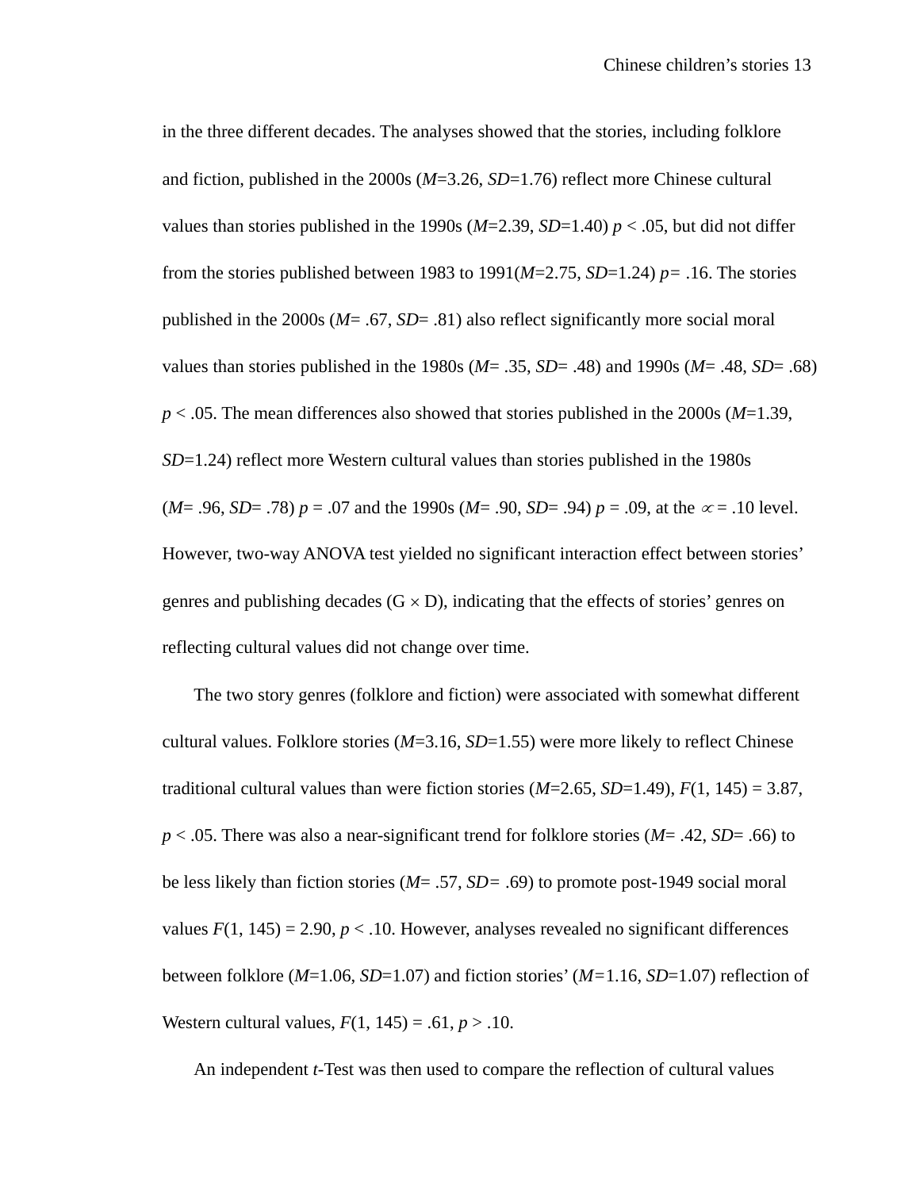in the three different decades. The analyses showed that the stories, including folklore and fiction, published in the 2000s ($M$=3.26, $SD$=1.76) reflect more Chinese cultural values than stories published in the 1990s ($M$=2.39, $SD$=1.40) $p < .05$, but did not differ from the stories published between 1983 to 1991($M$=2.75, $SD$=1.24) $p = .16$. The stories published in the 2000s ($M$= .67, $SD$= .81) also reflect significantly more social moral values than stories published in the 1980s ($M$= .35, $SD$= .48) and 1990s ($M$= .48, $SD$= .68) $p < .05$. The mean differences also showed that stories published in the 2000s ($M$=1.39, $SD$=1.24) reflect more Western cultural values than stories published in the 1980s ($M$= .96, $SD$= .78) $p = .07$ and the 1990s ($M$= .90, $SD$= .94) $p = .09$, at the $\propto = .10$ level. However, two-way ANOVA test yielded no significant interaction effect between stories' genres and publishing decades (G $\times$ D), indicating that the effects of stories' genres on reflecting cultural values did not change over time.

The two story genres (folklore and fiction) were associated with somewhat different cultural values. Folklore stories ($M$=3.16, $SD$=1.55) were more likely to reflect Chinese traditional cultural values than were fiction stories ($M$=2.65, $SD$=1.49), $F(1, 145) = 3.87$, $p < .05$. There was also a near-significant trend for folklore stories ($M$= .42, $SD$= .66) to be less likely than fiction stories ($M$= .57, $SD$= .69) to promote post-1949 social moral values $F(1, 145) = 2.90$, $p < .10$. However, analyses revealed no significant differences between folklore ($M$=1.06, $SD$=1.07) and fiction stories' ($M$=1.16, $SD$=1.07) reflection of Western cultural values, $F(1, 145) = .61$, $p > .10$.

An independent $t$-Test was then used to compare the reflection of cultural values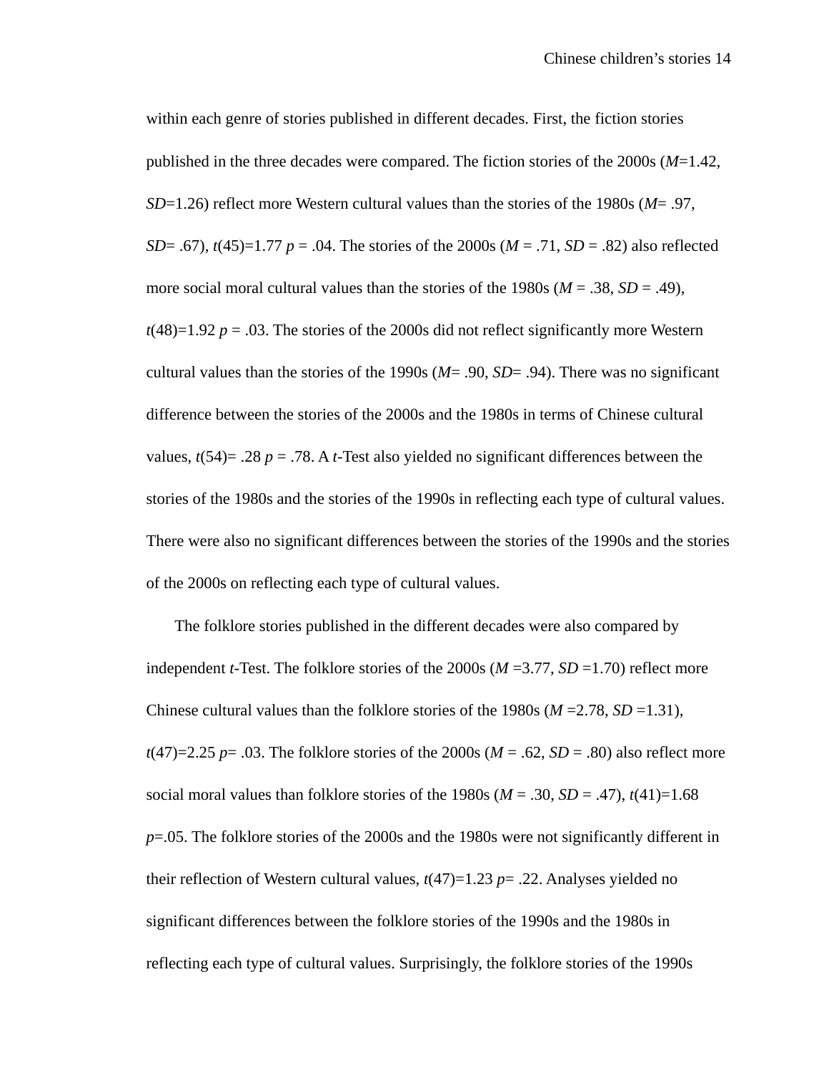within each genre of stories published in different decades. First, the fiction stories published in the three decades were compared. The fiction stories of the 2000s ($M$=1.42, $SD$=1.26) reflect more Western cultural values than the stories of the 1980s ($M$= .97, $SD$= .67), $t(45)$=1.77 $p$ = .04. The stories of the 2000s ($M$ = .71, $SD$ = .82) also reflected more social moral cultural values than the stories of the 1980s ($M$ = .38, $SD$ = .49), $t(48)$=1.92 $p$ = .03. The stories of the 2000s did not reflect significantly more Western cultural values than the stories of the 1990s ($M$= .90, $SD$= .94). There was no significant difference between the stories of the 2000s and the 1980s in terms of Chinese cultural values, $t(54)$= .28 $p$ = .78. A $t$-Test also yielded no significant differences between the stories of the 1980s and the stories of the 1990s in reflecting each type of cultural values. There were also no significant differences between the stories of the 1990s and the stories of the 2000s on reflecting each type of cultural values.

The folklore stories published in the different decades were also compared by independent $t$-Test. The folklore stories of the 2000s ($M$ =3.77, $SD$ =1.70) reflect more Chinese cultural values than the folklore stories of the 1980s ($M$ =2.78, $SD$ =1.31), $t(47)$=2.25 $p$= .03. The folklore stories of the 2000s ($M$ = .62, $SD$ = .80) also reflect more social moral values than folklore stories of the 1980s ($M$ = .30, $SD$ = .47), $t(41)$=1.68 $p$=.05. The folklore stories of the 2000s and the 1980s were not significantly different in their reflection of Western cultural values, $t(47)$=1.23 $p$= .22. Analyses yielded no significant differences between the folklore stories of the 1990s and the 1980s in reflecting each type of cultural values. Surprisingly, the folklore stories of the 1990s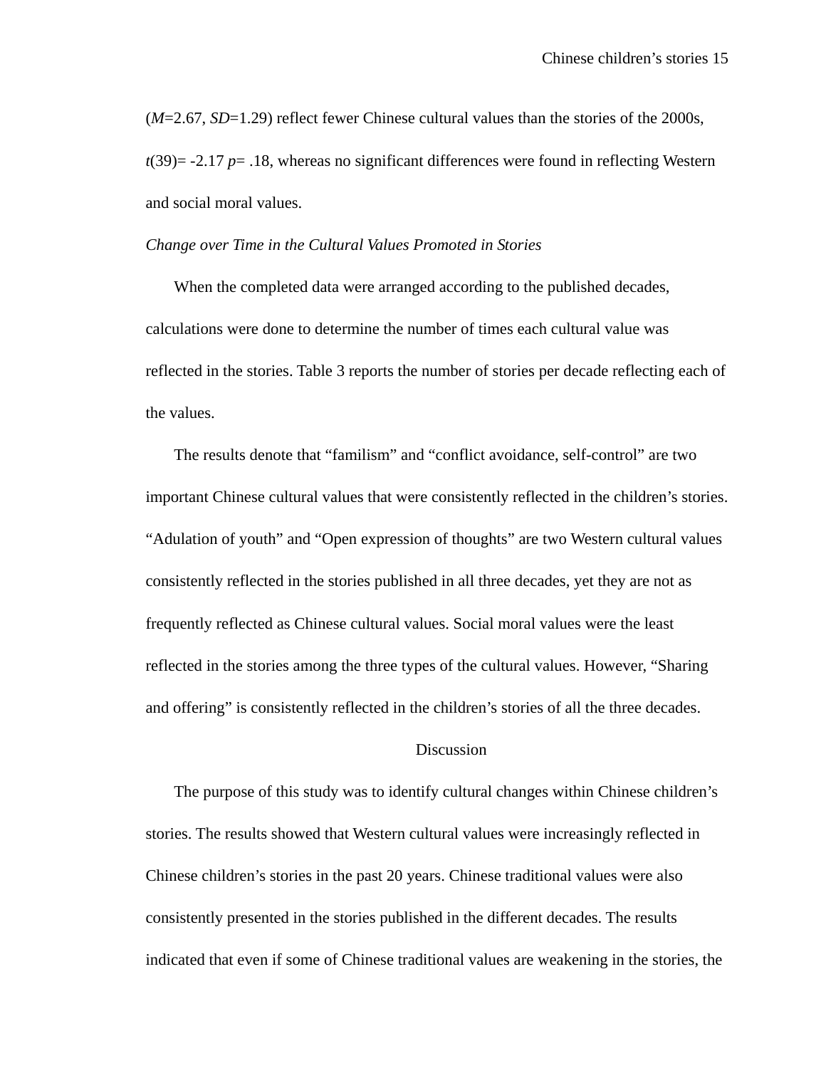($M$=2.67, $SD$=1.29) reflect fewer Chinese cultural values than the stories of the 2000s, $t(39)$= -2.17 $p$= .18, whereas no significant differences were found in reflecting Western and social moral values.

*Change over Time in the Cultural Values Promoted in Stories*

When the completed data were arranged according to the published decades, calculations were done to determine the number of times each cultural value was reflected in the stories. Table 3 reports the number of stories per decade reflecting each of the values.

The results denote that "familism" and "conflict avoidance, self-control" are two important Chinese cultural values that were consistently reflected in the children's stories. "Adulation of youth" and "Open expression of thoughts" are two Western cultural values consistently reflected in the stories published in all three decades, yet they are not as frequently reflected as Chinese cultural values. Social moral values were the least reflected in the stories among the three types of the cultural values. However, "Sharing and offering" is consistently reflected in the children's stories of all the three decades.

## Discussion

The purpose of this study was to identify cultural changes within Chinese children's stories. The results showed that Western cultural values were increasingly reflected in Chinese children's stories in the past 20 years. Chinese traditional values were also consistently presented in the stories published in the different decades. The results indicated that even if some of Chinese traditional values are weakening in the stories, the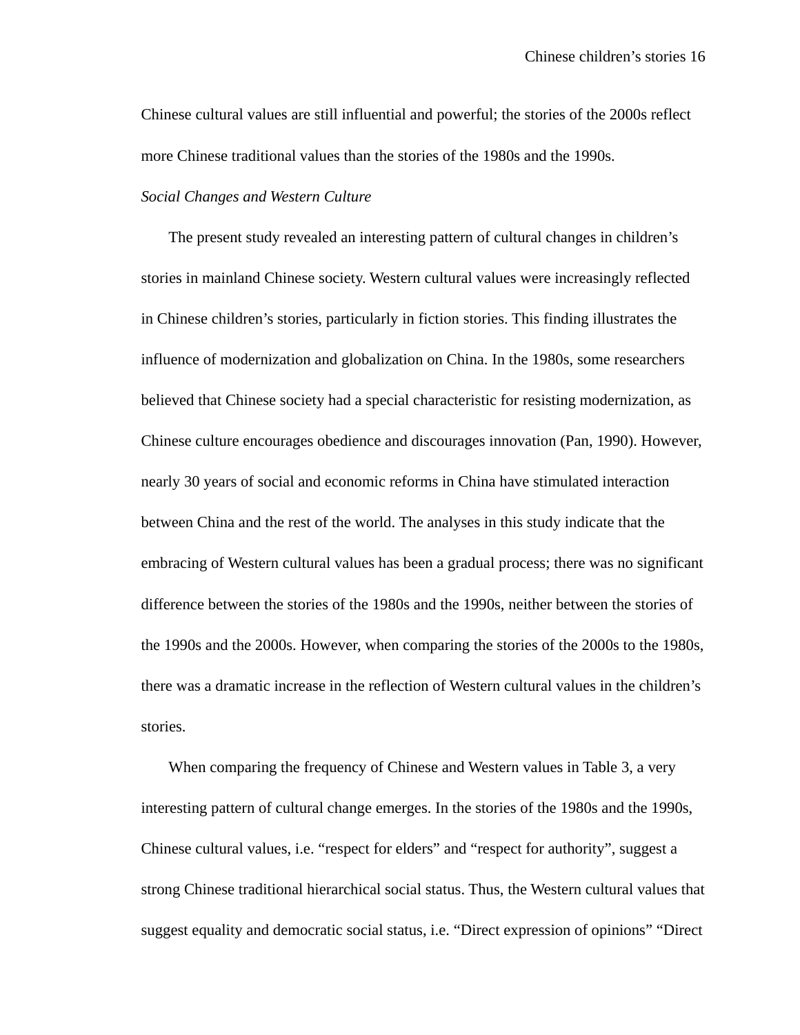Chinese cultural values are still influential and powerful; the stories of the 2000s reflect more Chinese traditional values than the stories of the 1980s and the 1990s.

*Social Changes and Western Culture*

The present study revealed an interesting pattern of cultural changes in children's stories in mainland Chinese society. Western cultural values were increasingly reflected in Chinese children's stories, particularly in fiction stories. This finding illustrates the influence of modernization and globalization on China. In the 1980s, some researchers believed that Chinese society had a special characteristic for resisting modernization, as Chinese culture encourages obedience and discourages innovation (Pan, 1990). However, nearly 30 years of social and economic reforms in China have stimulated interaction between China and the rest of the world. The analyses in this study indicate that the embracing of Western cultural values has been a gradual process; there was no significant difference between the stories of the 1980s and the 1990s, neither between the stories of the 1990s and the 2000s. However, when comparing the stories of the 2000s to the 1980s, there was a dramatic increase in the reflection of Western cultural values in the children's stories.

When comparing the frequency of Chinese and Western values in Table 3, a very interesting pattern of cultural change emerges. In the stories of the 1980s and the 1990s, Chinese cultural values, i.e. "respect for elders" and "respect for authority", suggest a strong Chinese traditional hierarchical social status. Thus, the Western cultural values that suggest equality and democratic social status, i.e. "Direct expression of opinions" "Direct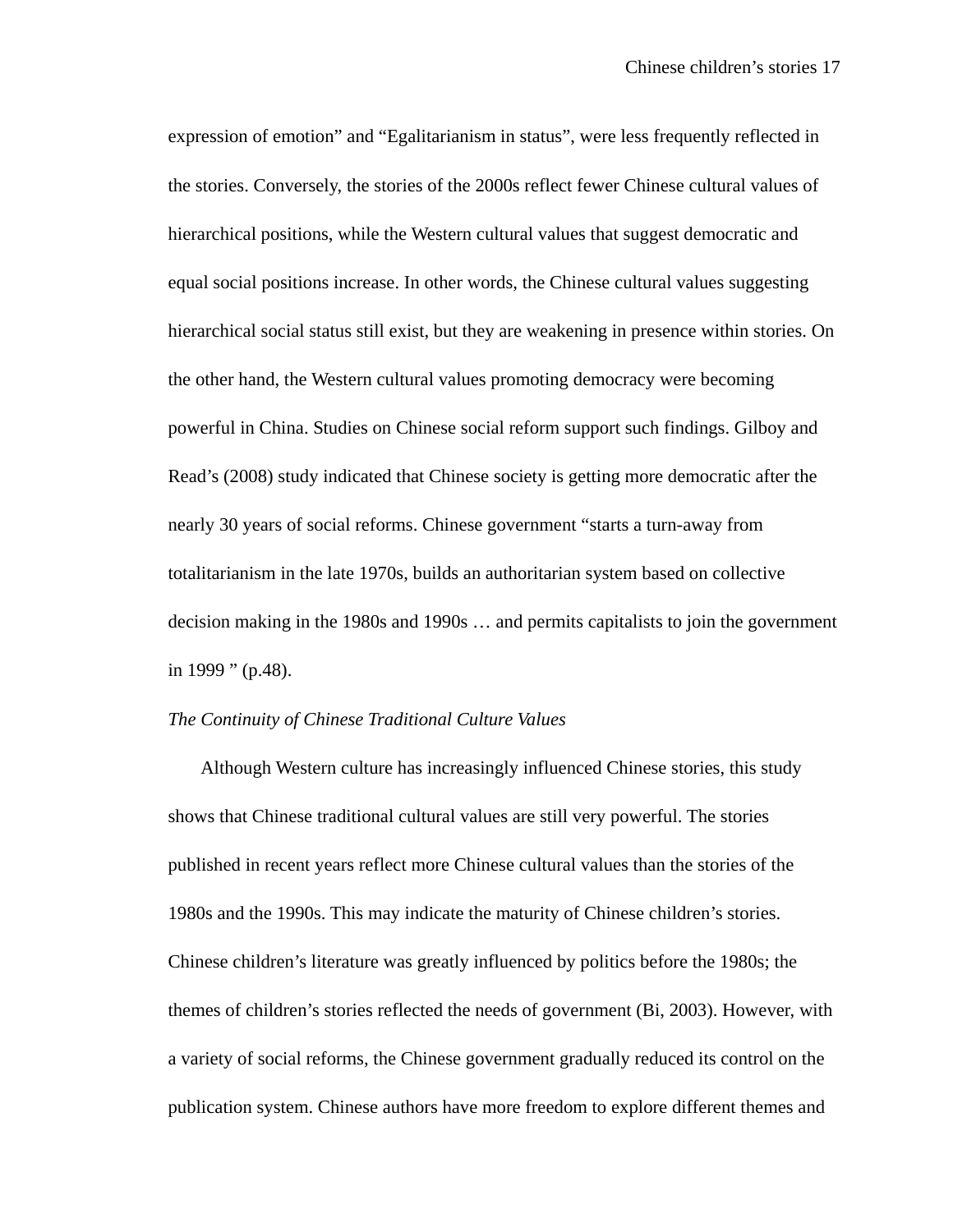expression of emotion" and "Egalitarianism in status", were less frequently reflected in the stories. Conversely, the stories of the 2000s reflect fewer Chinese cultural values of hierarchical positions, while the Western cultural values that suggest democratic and equal social positions increase. In other words, the Chinese cultural values suggesting hierarchical social status still exist, but they are weakening in presence within stories. On the other hand, the Western cultural values promoting democracy were becoming powerful in China. Studies on Chinese social reform support such findings. Gilboy and Read's (2008) study indicated that Chinese society is getting more democratic after the nearly 30 years of social reforms. Chinese government "starts a turn-away from totalitarianism in the late 1970s, builds an authoritarian system based on collective decision making in the 1980s and 1990s … and permits capitalists to join the government in 1999 " (p.48).

*The Continuity of Chinese Traditional Culture Values*

Although Western culture has increasingly influenced Chinese stories, this study shows that Chinese traditional cultural values are still very powerful. The stories published in recent years reflect more Chinese cultural values than the stories of the 1980s and the 1990s. This may indicate the maturity of Chinese children's stories. Chinese children's literature was greatly influenced by politics before the 1980s; the themes of children's stories reflected the needs of government (Bi, 2003). However, with a variety of social reforms, the Chinese government gradually reduced its control on the publication system. Chinese authors have more freedom to explore different themes and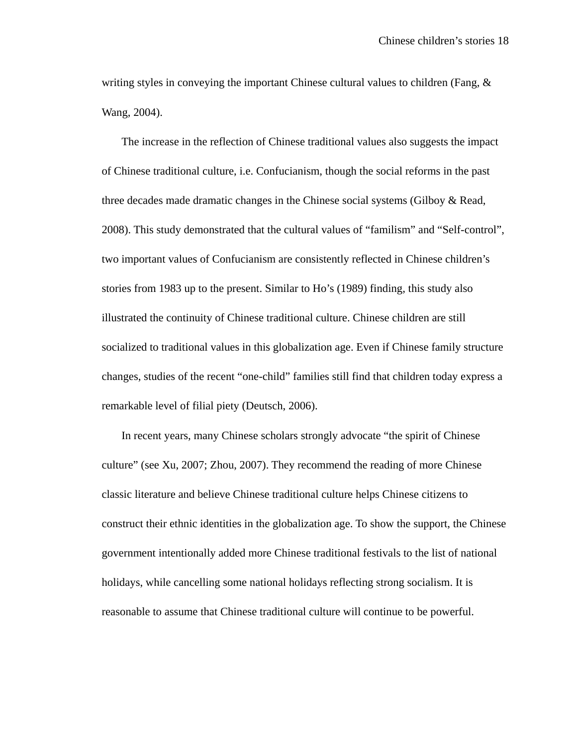writing styles in conveying the important Chinese cultural values to children (Fang, & Wang, 2004).

The increase in the reflection of Chinese traditional values also suggests the impact of Chinese traditional culture, i.e. Confucianism, though the social reforms in the past three decades made dramatic changes in the Chinese social systems (Gilboy & Read, 2008). This study demonstrated that the cultural values of “familism” and “Self-control”, two important values of Confucianism are consistently reflected in Chinese children’s stories from 1983 up to the present. Similar to Ho’s (1989) finding, this study also illustrated the continuity of Chinese traditional culture. Chinese children are still socialized to traditional values in this globalization age. Even if Chinese family structure changes, studies of the recent “one-child” families still find that children today express a remarkable level of filial piety (Deutsch, 2006).

In recent years, many Chinese scholars strongly advocate “the spirit of Chinese culture” (see Xu, 2007; Zhou, 2007). They recommend the reading of more Chinese classic literature and believe Chinese traditional culture helps Chinese citizens to construct their ethnic identities in the globalization age. To show the support, the Chinese government intentionally added more Chinese traditional festivals to the list of national holidays, while cancelling some national holidays reflecting strong socialism. It is reasonable to assume that Chinese traditional culture will continue to be powerful.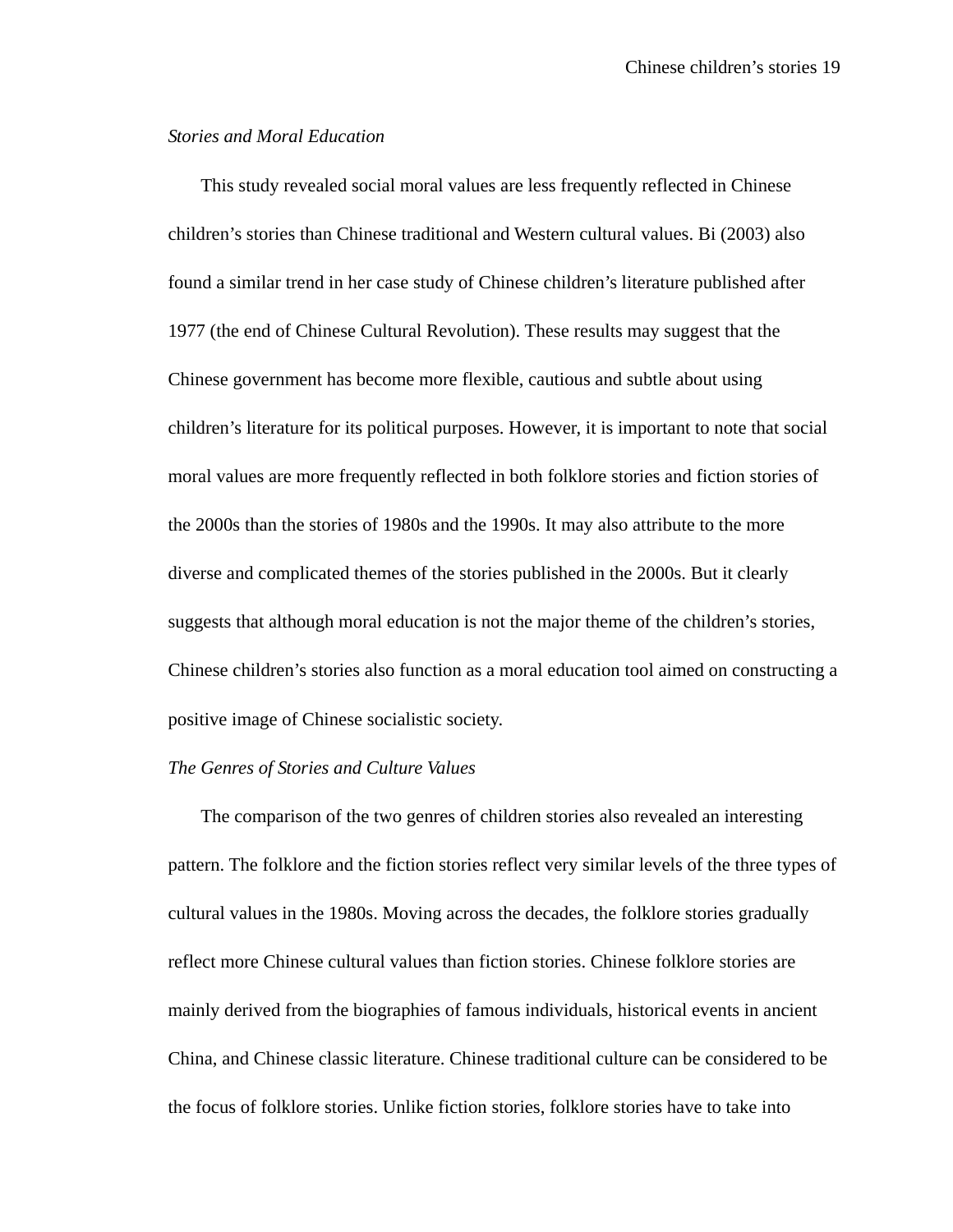*Stories and Moral Education*

This study revealed social moral values are less frequently reflected in Chinese children's stories than Chinese traditional and Western cultural values. Bi (2003) also found a similar trend in her case study of Chinese children's literature published after 1977 (the end of Chinese Cultural Revolution). These results may suggest that the Chinese government has become more flexible, cautious and subtle about using children's literature for its political purposes. However, it is important to note that social moral values are more frequently reflected in both folklore stories and fiction stories of the 2000s than the stories of 1980s and the 1990s. It may also attribute to the more diverse and complicated themes of the stories published in the 2000s. But it clearly suggests that although moral education is not the major theme of the children's stories, Chinese children's stories also function as a moral education tool aimed on constructing a positive image of Chinese socialistic society.

*The Genres of Stories and Culture Values*

The comparison of the two genres of children stories also revealed an interesting pattern. The folklore and the fiction stories reflect very similar levels of the three types of cultural values in the 1980s. Moving across the decades, the folklore stories gradually reflect more Chinese cultural values than fiction stories. Chinese folklore stories are mainly derived from the biographies of famous individuals, historical events in ancient China, and Chinese classic literature. Chinese traditional culture can be considered to be the focus of folklore stories. Unlike fiction stories, folklore stories have to take into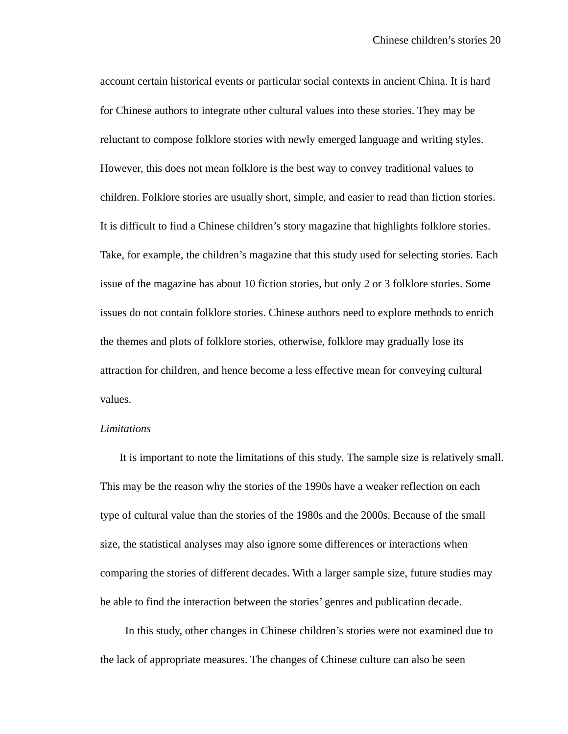account certain historical events or particular social contexts in ancient China. It is hard for Chinese authors to integrate other cultural values into these stories. They may be reluctant to compose folklore stories with newly emerged language and writing styles. However, this does not mean folklore is the best way to convey traditional values to children. Folklore stories are usually short, simple, and easier to read than fiction stories. It is difficult to find a Chinese children's story magazine that highlights folklore stories. Take, for example, the children's magazine that this study used for selecting stories. Each issue of the magazine has about 10 fiction stories, but only 2 or 3 folklore stories. Some issues do not contain folklore stories. Chinese authors need to explore methods to enrich the themes and plots of folklore stories, otherwise, folklore may gradually lose its attraction for children, and hence become a less effective mean for conveying cultural values.

*Limitations*

It is important to note the limitations of this study. The sample size is relatively small. This may be the reason why the stories of the 1990s have a weaker reflection on each type of cultural value than the stories of the 1980s and the 2000s. Because of the small size, the statistical analyses may also ignore some differences or interactions when comparing the stories of different decades. With a larger sample size, future studies may be able to find the interaction between the stories' genres and publication decade.

In this study, other changes in Chinese children's stories were not examined due to the lack of appropriate measures. The changes of Chinese culture can also be seen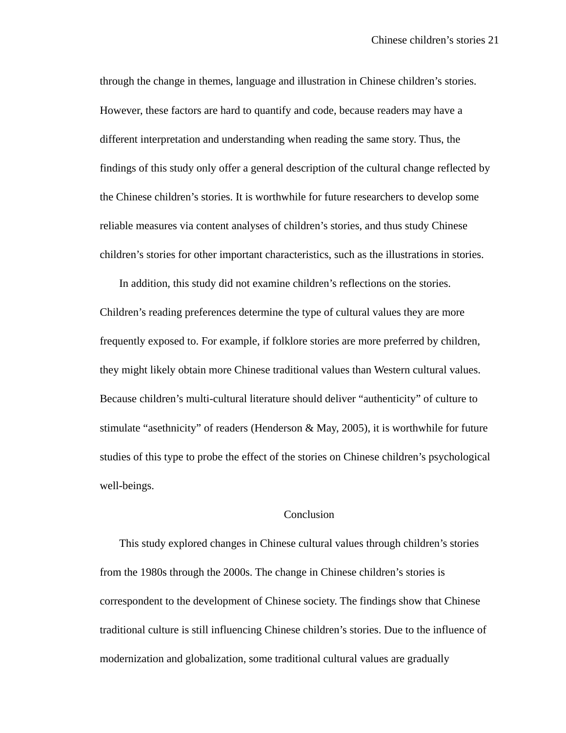through the change in themes, language and illustration in Chinese children's stories. However, these factors are hard to quantify and code, because readers may have a different interpretation and understanding when reading the same story. Thus, the findings of this study only offer a general description of the cultural change reflected by the Chinese children's stories. It is worthwhile for future researchers to develop some reliable measures via content analyses of children's stories, and thus study Chinese children's stories for other important characteristics, such as the illustrations in stories.

In addition, this study did not examine children's reflections on the stories. Children's reading preferences determine the type of cultural values they are more frequently exposed to. For example, if folklore stories are more preferred by children, they might likely obtain more Chinese traditional values than Western cultural values. Because children's multi-cultural literature should deliver "authenticity" of culture to stimulate "asethnicity" of readers (Henderson & May, 2005), it is worthwhile for future studies of this type to probe the effect of the stories on Chinese children's psychological well-beings.

## Conclusion

This study explored changes in Chinese cultural values through children's stories from the 1980s through the 2000s. The change in Chinese children's stories is correspondent to the development of Chinese society. The findings show that Chinese traditional culture is still influencing Chinese children's stories. Due to the influence of modernization and globalization, some traditional cultural values are gradually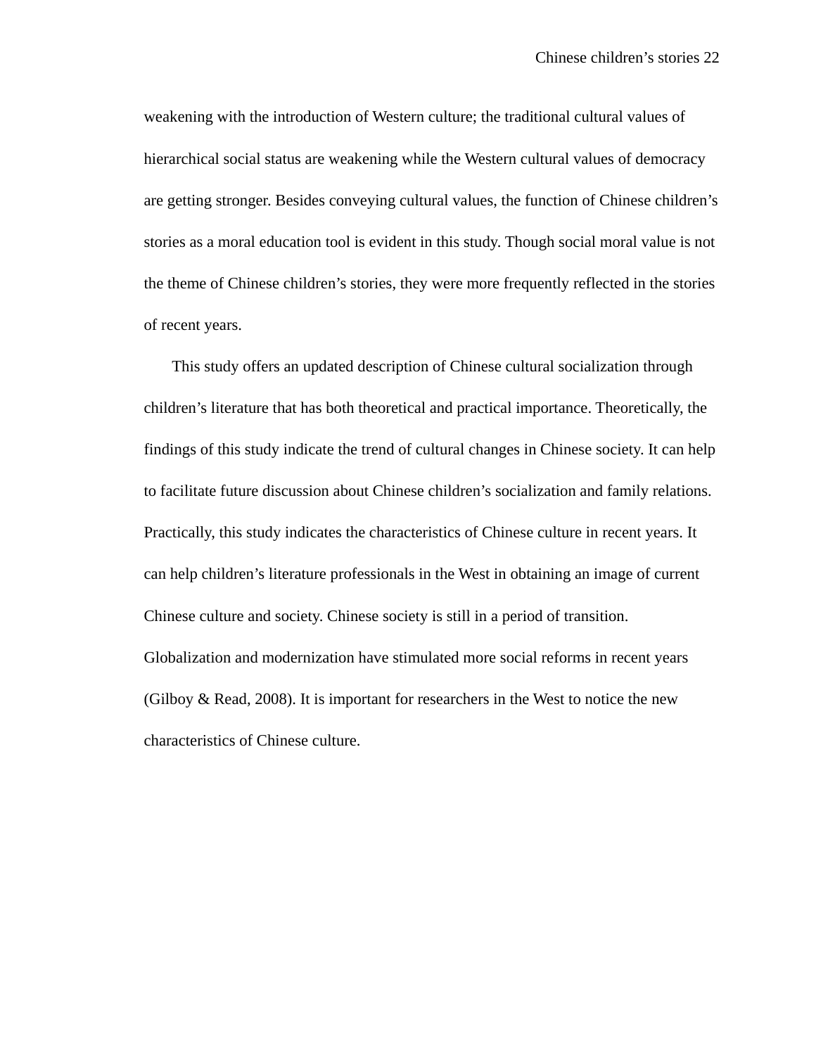weakening with the introduction of Western culture; the traditional cultural values of hierarchical social status are weakening while the Western cultural values of democracy are getting stronger. Besides conveying cultural values, the function of Chinese children's stories as a moral education tool is evident in this study. Though social moral value is not the theme of Chinese children's stories, they were more frequently reflected in the stories of recent years.

This study offers an updated description of Chinese cultural socialization through children's literature that has both theoretical and practical importance. Theoretically, the findings of this study indicate the trend of cultural changes in Chinese society. It can help to facilitate future discussion about Chinese children's socialization and family relations. Practically, this study indicates the characteristics of Chinese culture in recent years. It can help children's literature professionals in the West in obtaining an image of current Chinese culture and society. Chinese society is still in a period of transition. Globalization and modernization have stimulated more social reforms in recent years (Gilboy & Read, 2008). It is important for researchers in the West to notice the new characteristics of Chinese culture.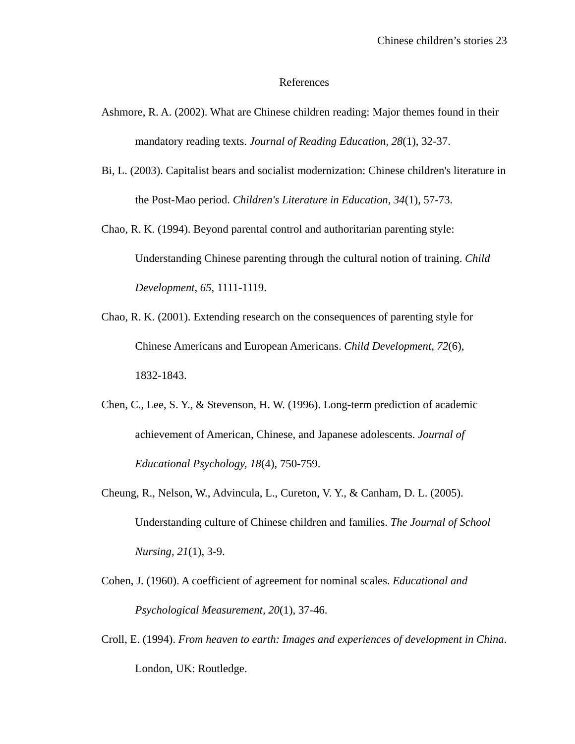# References

Ashmore, R. A. (2002). What are Chinese children reading: Major themes found in their mandatory reading texts. *Journal of Reading Education, 28*(1), 32-37.

Bi, L. (2003). Capitalist bears and socialist modernization: Chinese children's literature in the Post-Mao period. *Children's Literature in Education, 34*(1), 57-73.

Chao, R. K. (1994). Beyond parental control and authoritarian parenting style: Understanding Chinese parenting through the cultural notion of training. *Child Development, 65*, 1111-1119.

Chao, R. K. (2001). Extending research on the consequences of parenting style for Chinese Americans and European Americans. *Child Development, 72*(6), 1832-1843.

Chen, C., Lee, S. Y., & Stevenson, H. W. (1996). Long-term prediction of academic achievement of American, Chinese, and Japanese adolescents. *Journal of Educational Psychology, 18*(4), 750-759.

Cheung, R., Nelson, W., Advincula, L., Cureton, V. Y., & Canham, D. L. (2005). Understanding culture of Chinese children and families. *The Journal of School Nursing, 21*(1), 3-9.

Cohen, J. (1960). A coefficient of agreement for nominal scales. *Educational and Psychological Measurement, 20*(1), 37-46.

Croll, E. (1994). *From heaven to earth: Images and experiences of development in China*. London, UK: Routledge.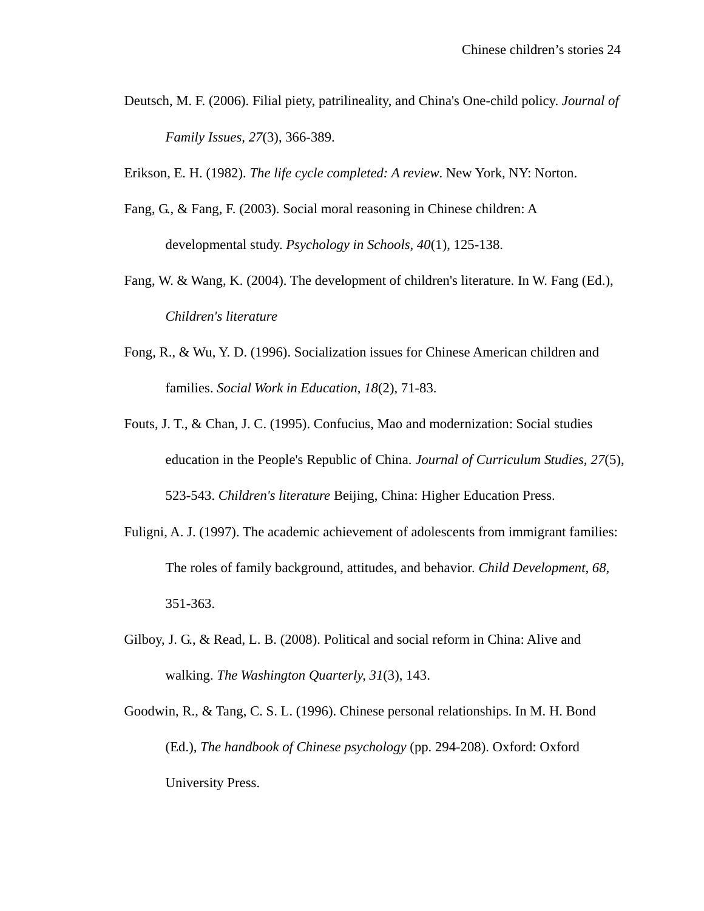Deutsch, M. F. (2006). Filial piety, patrilineality, and China's One-child policy. *Journal of Family Issues, 27*(3), 366-389.

Erikson, E. H. (1982). *The life cycle completed: A review*. New York, NY: Norton.

Fang, G., & Fang, F. (2003). Social moral reasoning in Chinese children: A developmental study. *Psychology in Schools, 40*(1), 125-138.

Fang, W. & Wang, K. (2004). The development of children's literature. In W. Fang (Ed.), *Children's literature*

Fong, R., & Wu, Y. D. (1996). Socialization issues for Chinese American children and families. *Social Work in Education, 18*(2), 71-83.

Fouts, J. T., & Chan, J. C. (1995). Confucius, Mao and modernization: Social studies education in the People's Republic of China. *Journal of Curriculum Studies, 27*(5), 523-543. *Children's literature* Beijing, China: Higher Education Press.

Fuligni, A. J. (1997). The academic achievement of adolescents from immigrant families: The roles of family background, attitudes, and behavior. *Child Development, 68*, 351-363.

Gilboy, J. G., & Read, L. B. (2008). Political and social reform in China: Alive and walking. *The Washington Quarterly, 31*(3), 143.

Goodwin, R., & Tang, C. S. L. (1996). Chinese personal relationships. In M. H. Bond (Ed.), *The handbook of Chinese psychology* (pp. 294-208). Oxford: Oxford University Press.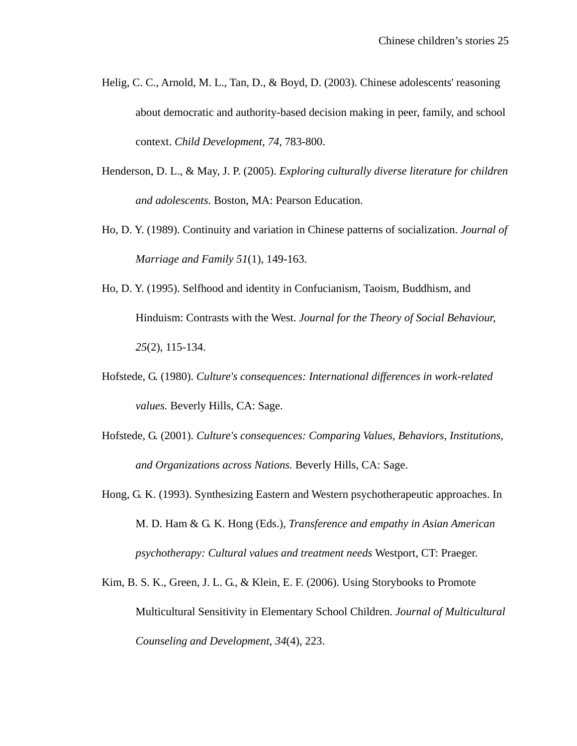Helig, C. C., Arnold, M. L., Tan, D., & Boyd, D. (2003). Chinese adolescents' reasoning about democratic and authority-based decision making in peer, family, and school context. *Child Development, 74*, 783-800.

Henderson, D. L., & May, J. P. (2005). *Exploring culturally diverse literature for children and adolescents*. Boston, MA: Pearson Education.

Ho, D. Y. (1989). Continuity and variation in Chinese patterns of socialization. *Journal of Marriage and Family 51*(1), 149-163.

Ho, D. Y. (1995). Selfhood and identity in Confucianism, Taoism, Buddhism, and Hinduism: Contrasts with the West. *Journal for the Theory of Social Behaviour, 25*(2), 115-134.

Hofstede, G. (1980). *Culture's consequences: International differences in work-related values.* Beverly Hills, CA: Sage.

Hofstede, G. (2001). *Culture's consequences: Comparing Values, Behaviors, Institutions, and Organizations across Nations.* Beverly Hills, CA: Sage.

Hong, G. K. (1993). Synthesizing Eastern and Western psychotherapeutic approaches. In M. D. Ham & G. K. Hong (Eds.), *Transference and empathy in Asian American psychotherapy: Cultural values and treatment needs* Westport, CT: Praeger.

Kim, B. S. K., Green, J. L. G., & Klein, E. F. (2006). Using Storybooks to Promote Multicultural Sensitivity in Elementary School Children. *Journal of Multicultural Counseling and Development, 34*(4), 223.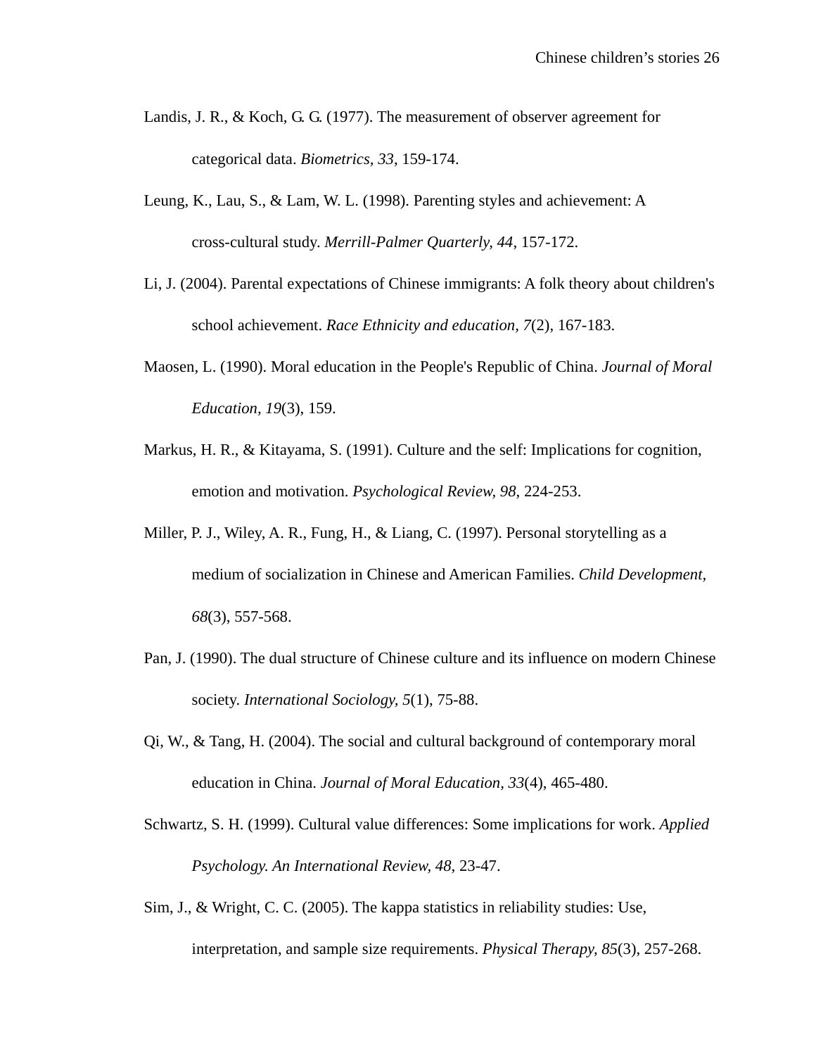Landis, J. R., & Koch, G. G. (1977). The measurement of observer agreement for categorical data. *Biometrics*, *33*, 159-174.

Leung, K., Lau, S., & Lam, W. L. (1998). Parenting styles and achievement: A cross-cultural study. *Merrill-Palmer Quarterly*, *44*, 157-172.

Li, J. (2004). Parental expectations of Chinese immigrants: A folk theory about children's school achievement. *Race Ethnicity and education, 7*(2), 167-183.

Maosen, L. (1990). Moral education in the People's Republic of China. *Journal of Moral Education*, *19*(3), 159.

Markus, H. R., & Kitayama, S. (1991). Culture and the self: Implications for cognition, emotion and motivation. *Psychological Review, 98*, 224-253.

Miller, P. J., Wiley, A. R., Fung, H., & Liang, C. (1997). Personal storytelling as a medium of socialization in Chinese and American Families. *Child Development, 68*(3), 557-568.

Pan, J. (1990). The dual structure of Chinese culture and its influence on modern Chinese society. *International Sociology, 5*(1), 75-88.

Qi, W., & Tang, H. (2004). The social and cultural background of contemporary moral education in China. *Journal of Moral Education*, *33*(4), 465-480.

Schwartz, S. H. (1999). Cultural value differences: Some implications for work. *Applied Psychology. An International Review*, *48*, 23-47.

Sim, J., & Wright, C. C. (2005). The kappa statistics in reliability studies: Use, interpretation, and sample size requirements. *Physical Therapy, 85*(3), 257-268.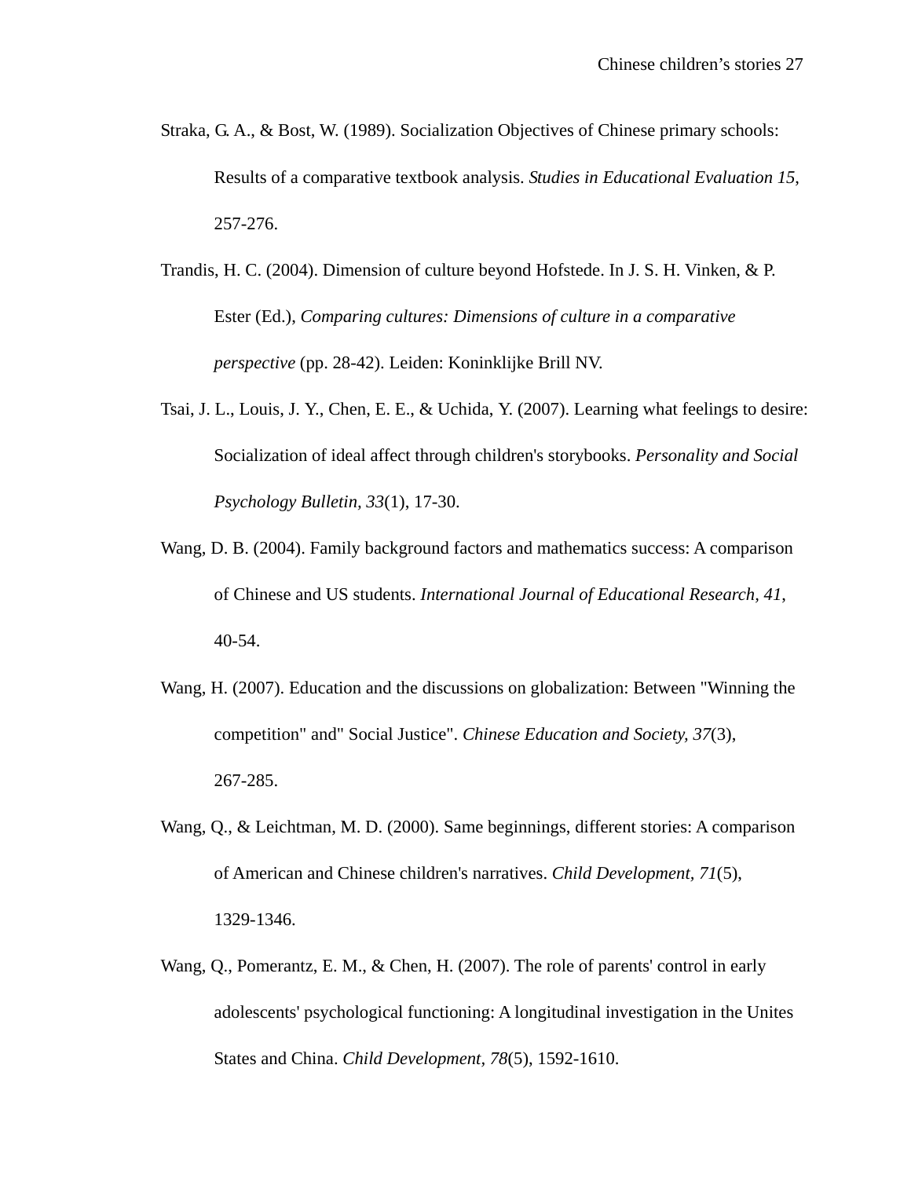Straka, G. A., & Bost, W. (1989). Socialization Objectives of Chinese primary schools: Results of a comparative textbook analysis. *Studies in Educational Evaluation 15*, 257-276.

Trandis, H. C. (2004). Dimension of culture beyond Hofstede. In J. S. H. Vinken, & P. Ester (Ed.), *Comparing cultures: Dimensions of culture in a comparative perspective* (pp. 28-42). Leiden: Koninklijke Brill NV.

Tsai, J. L., Louis, J. Y., Chen, E. E., & Uchida, Y. (2007). Learning what feelings to desire: Socialization of ideal affect through children's storybooks. *Personality and Social Psychology Bulletin, 33*(1), 17-30.

Wang, D. B. (2004). Family background factors and mathematics success: A comparison of Chinese and US students. *International Journal of Educational Research, 41*, 40-54.

Wang, H. (2007). Education and the discussions on globalization: Between "Winning the competition" and" Social Justice". *Chinese Education and Society, 37*(3), 267-285.

Wang, Q., & Leichtman, M. D. (2000). Same beginnings, different stories: A comparison of American and Chinese children's narratives. *Child Development, 71*(5), 1329-1346.

Wang, Q., Pomerantz, E. M., & Chen, H. (2007). The role of parents' control in early adolescents' psychological functioning: A longitudinal investigation in the Unites States and China. *Child Development, 78*(5), 1592-1610.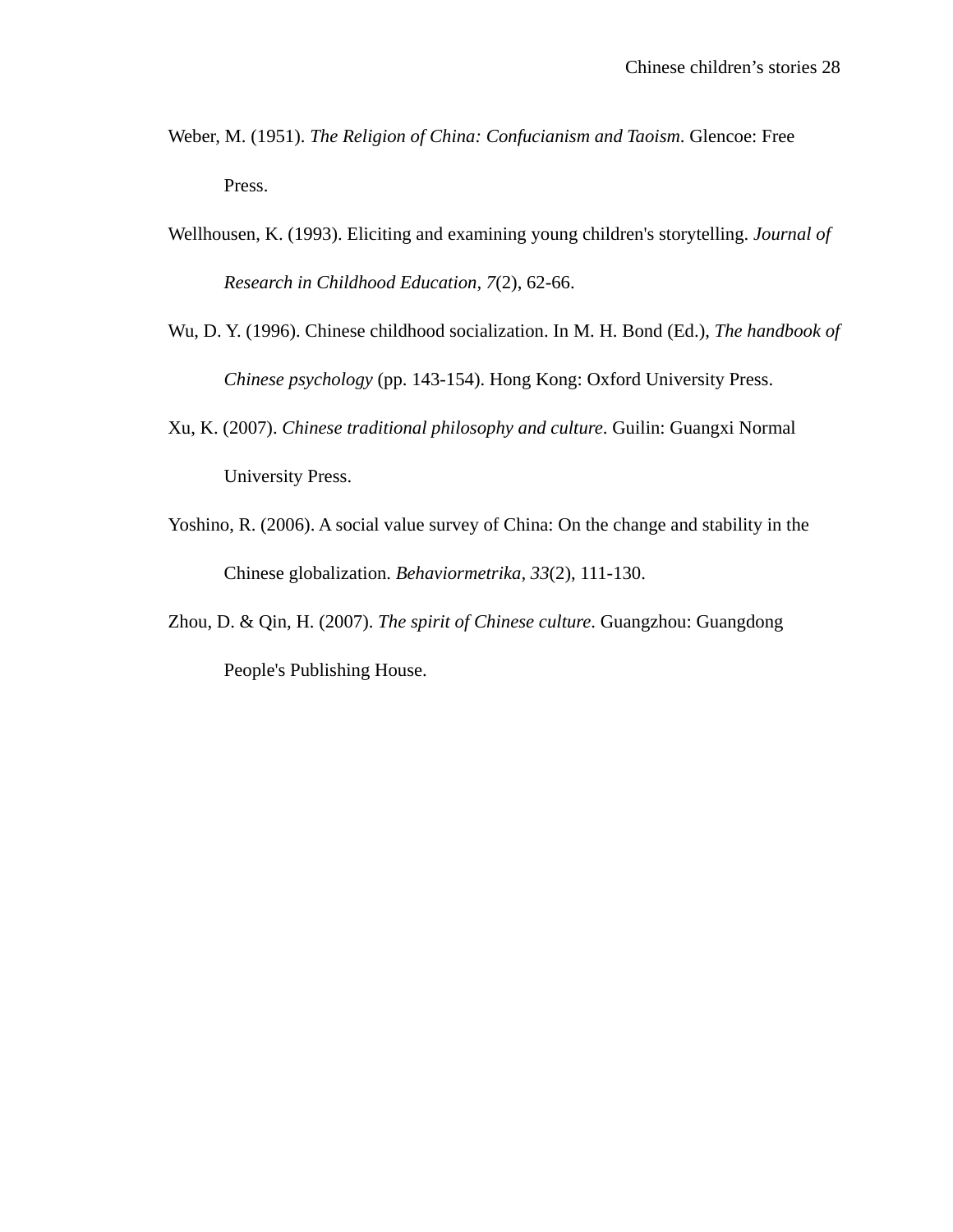Weber, M. (1951). *The Religion of China: Confucianism and Taoism*. Glencoe: Free Press.

Wellhousen, K. (1993). Eliciting and examining young children's storytelling. *Journal of Research in Childhood Education, 7*(2), 62-66.

Wu, D. Y. (1996). Chinese childhood socialization. In M. H. Bond (Ed.), *The handbook of Chinese psychology* (pp. 143-154). Hong Kong: Oxford University Press.

Xu, K. (2007). *Chinese traditional philosophy and culture*. Guilin: Guangxi Normal University Press.

Yoshino, R. (2006). A social value survey of China: On the change and stability in the Chinese globalization. *Behaviormetrika, 33*(2), 111-130.

Zhou, D. & Qin, H. (2007). *The spirit of Chinese culture*. Guangzhou: Guangdong People's Publishing House.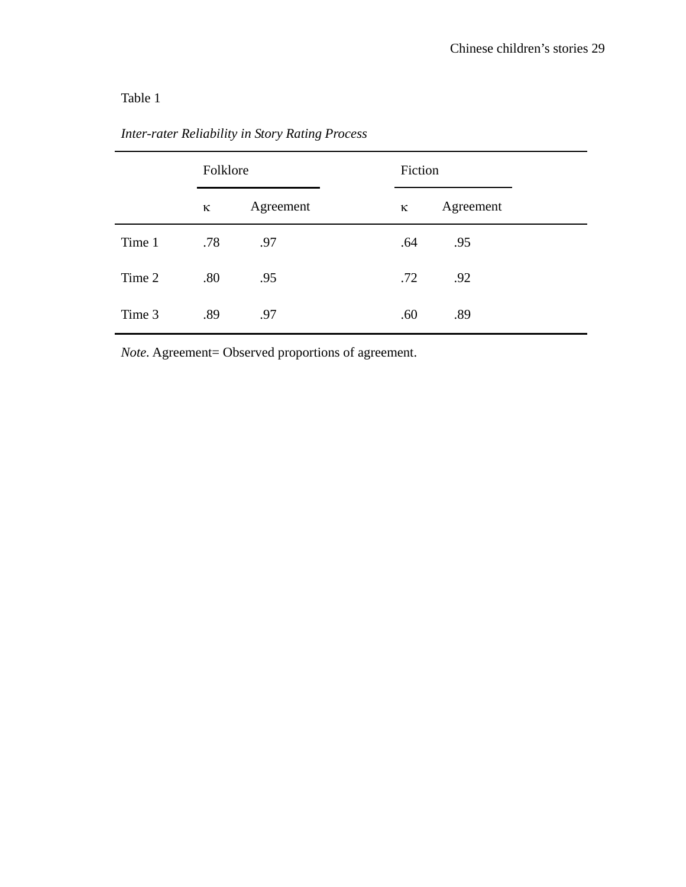Table 1

*Inter-rater Reliability in Story Rating Process*

| | Folklore | | Fiction | |
|---|---|---|---|---|
| | κ | Agreement | κ | Agreement |
| Time 1 | .78 | .97 | .64 | .95 |
| Time 2 | .80 | .95 | .72 | .92 |
| Time 3 | .89 | .97 | .60 | .89 |

*Note*. Agreement= Observed proportions of agreement.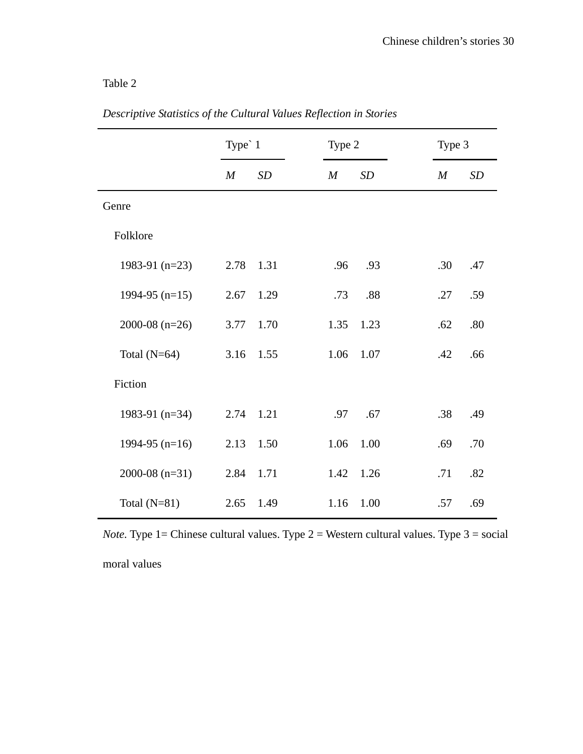Table 2

*Descriptive Statistics of the Cultural Values Reflection in Stories*

| | Type` 1 | | Type 2 | | Type 3 | |
|---|---|---|---|---|---|---|
| | *M* | *SD* | *M* | *SD* | *M* | *SD* |
| Genre | | | | | | |
| Folklore | | | | | | |
| 1983-91 (n=23) | 2.78 | 1.31 | .96 | .93 | .30 | .47 |
| 1994-95 (n=15) | 2.67 | 1.29 | .73 | .88 | .27 | .59 |
| 2000-08 (n=26) | 3.77 | 1.70 | 1.35 | 1.23 | .62 | .80 |
| Total (N=64) | 3.16 | 1.55 | 1.06 | 1.07 | .42 | .66 |
| Fiction | | | | | | |
| 1983-91 (n=34) | 2.74 | 1.21 | .97 | .67 | .38 | .49 |
| 1994-95 (n=16) | 2.13 | 1.50 | 1.06 | 1.00 | .69 | .70 |
| 2000-08 (n=31) | 2.84 | 1.71 | 1.42 | 1.26 | .71 | .82 |
| Total (N=81) | 2.65 | 1.49 | 1.16 | 1.00 | .57 | .69 |

*Note.* Type 1= Chinese cultural values. Type 2 = Western cultural values. Type 3 = social moral values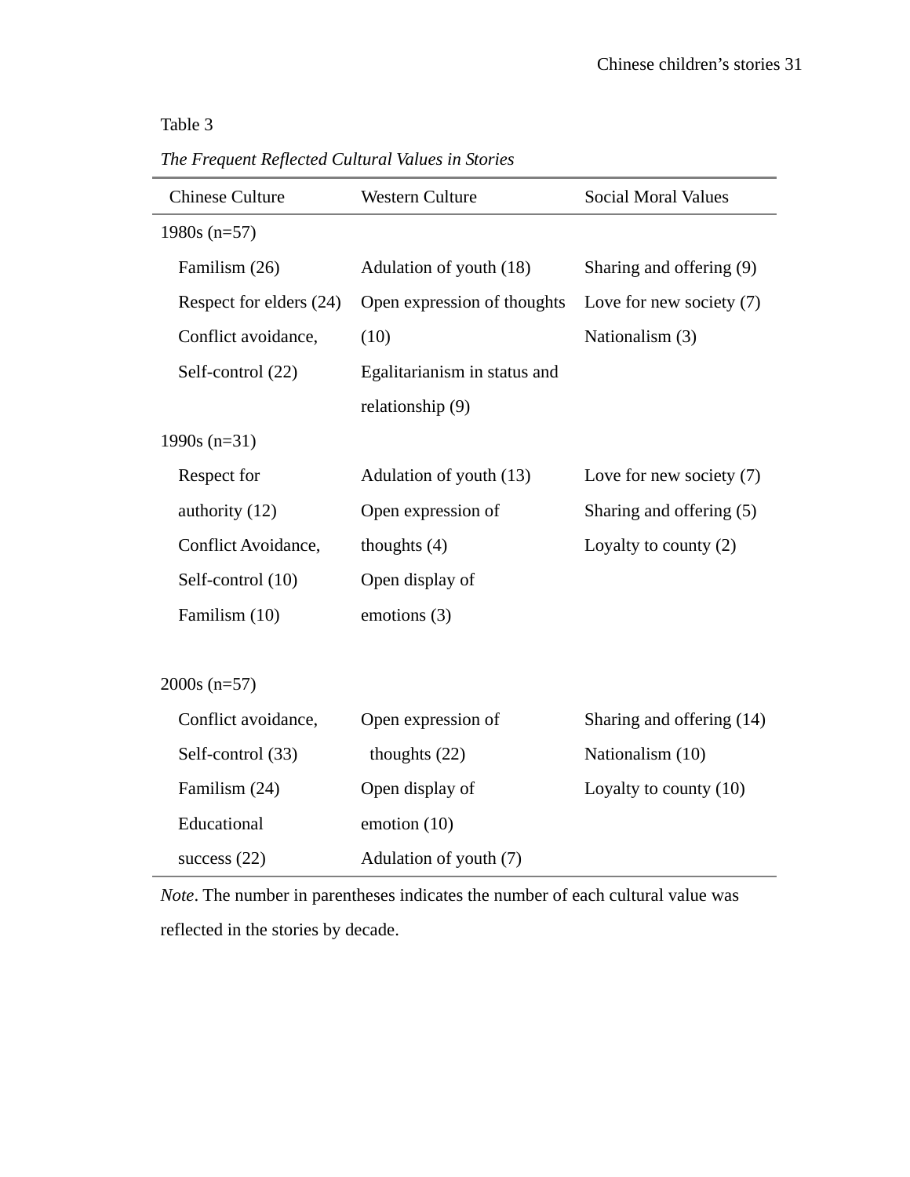Table 3

*The Frequent Reflected Cultural Values in Stories*

| Chinese Culture | Western Culture | Social Moral Values |
|---|---|---|
| 1980s (n=57) | | |
| Familism (26) | Adulation of youth (18) | Sharing and offering (9) |
| Respect for elders (24) | Open expression of thoughts (10) | Love for new society (7) |
| Conflict avoidance, Self-control (22) | Egalitarianism in status and relationship (9) | Nationalism (3) |
| 1990s (n=31) | | |
| Respect for authority (12) | Adulation of youth (13) | Love for new society (7) |
| Conflict Avoidance, Self-control (10) | Open expression of thoughts (4) | Sharing and offering (5) |
| Familism (10) | Open display of emotions (3) | Loyalty to county (2) |
| 2000s (n=57) | | |
| Conflict avoidance, Self-control (33) | Open expression of thoughts (22) | Sharing and offering (14) |
| Familism (24) | Open display of emotion (10) | Nationalism (10) |
| Educational success (22) | Adulation of youth (7) | Loyalty to county (10) |

*Note*. The number in parentheses indicates the number of each cultural value was reflected in the stories by decade.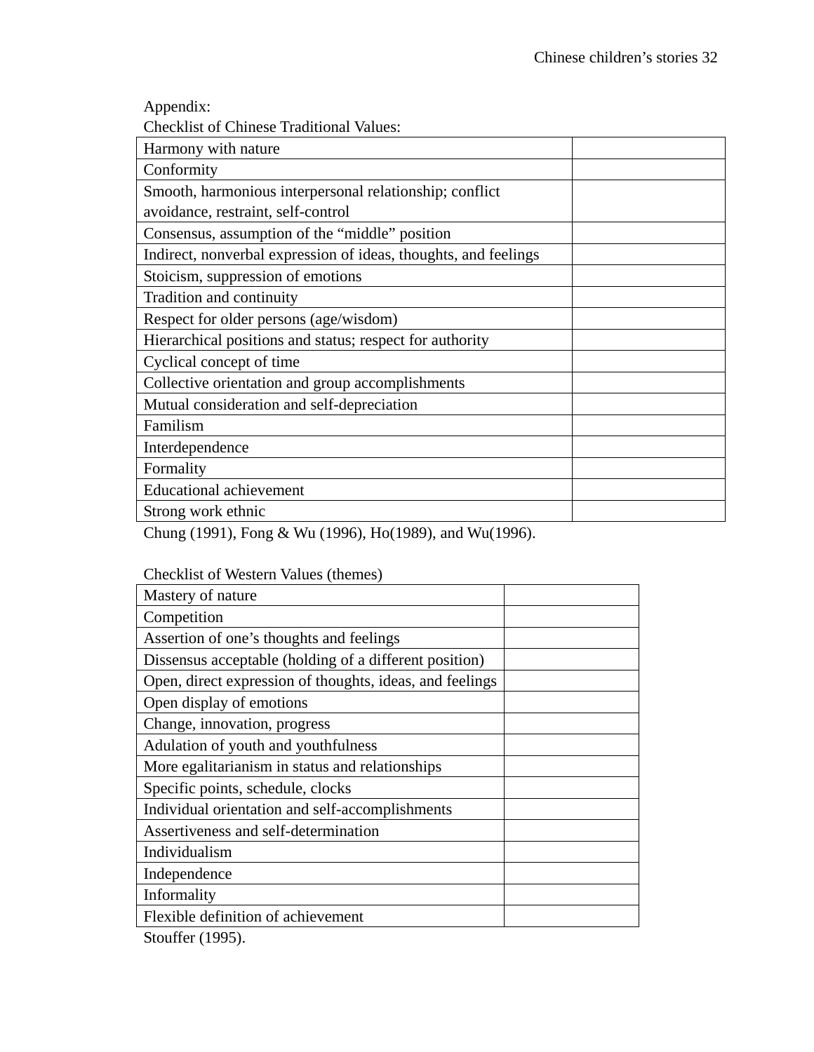Appendix:

Checklist of Chinese Traditional Values:

| | |
|---|---|
| Harmony with nature | |
| Conformity | |
| Smooth, harmonious interpersonal relationship; conflict avoidance, restraint, self-control | |
| Consensus, assumption of the “middle” position | |
| Indirect, nonverbal expression of ideas, thoughts, and feelings | |
| Stoicism, suppression of emotions | |
| Tradition and continuity | |
| Respect for older persons (age/wisdom) | |
| Hierarchical positions and status; respect for authority | |
| Cyclical concept of time | |
| Collective orientation and group accomplishments | |
| Mutual consideration and self-depreciation | |
| Familism | |
| Interdependence | |
| Formality | |
| Educational achievement | |
| Strong work ethnic | |

Chung (1991), Fong & Wu (1996), Ho(1989), and Wu(1996).

Checklist of Western Values (themes)

| | |
|---|---|
| Mastery of nature | |
| Competition | |
| Assertion of one’s thoughts and feelings | |
| Dissensus acceptable (holding of a different position) | |
| Open, direct expression of thoughts, ideas, and feelings | |
| Open display of emotions | |
| Change, innovation, progress | |
| Adulation of youth and youthfulness | |
| More egalitarianism in status and relationships | |
| Specific points, schedule, clocks | |
| Individual orientation and self-accomplishments | |
| Assertiveness and self-determination | |
| Individualism | |
| Independence | |
| Informality | |
| Flexible definition of achievement | |

Stouffer (1995).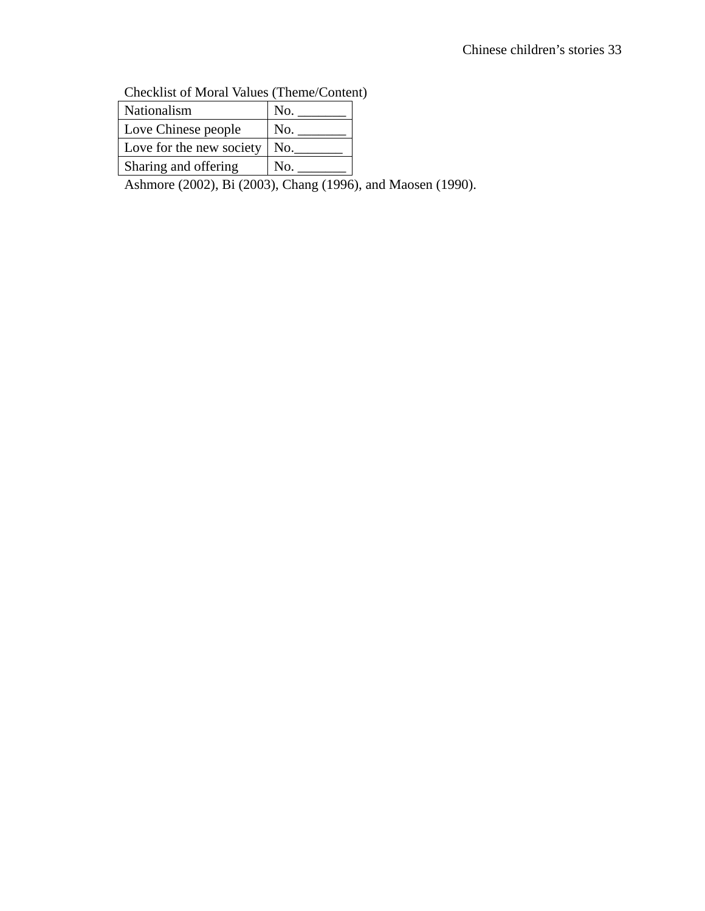Checklist of Moral Values (Theme/Content)

| | |
|---|---|
| Nationalism | No. _______ |
| Love Chinese people | No. _______ |
| Love for the new society | No._______ |
| Sharing and offering | No. _______ |

Ashmore (2002), Bi (2003), Chang (1996), and Maosen (1990).